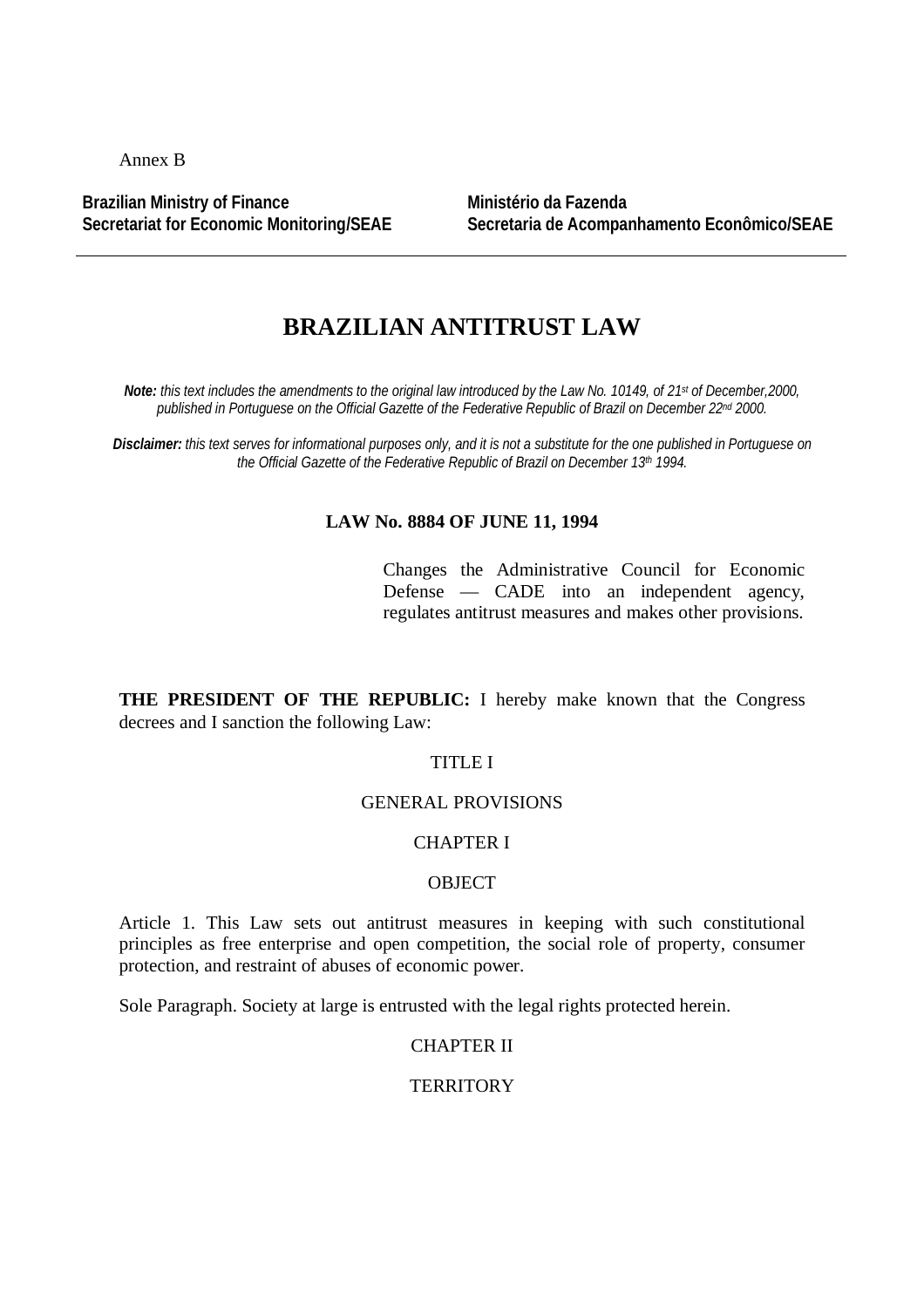Annex B

**Brazilian Ministry of Finance**
**Secretariat for Economic Monitoring/SEAE**

**Ministério da Fazenda**
**Secretaria de Acompanhamento Econômico/SEAE**

---

# BRAZILIAN ANTITRUST LAW

***Note:*** *this text includes the amendments to the original law introduced by the Law No. 10149, of 21st of December,2000, published in Portuguese on the Official Gazette of the Federative Republic of Brazil on December 22nd 2000.*

***Disclaimer:*** *this text serves for informational purposes only, and it is not a substitute for the one published in Portuguese on the Official Gazette of the Federative Republic of Brazil on December 13th 1994.*

## LAW No. 8884 OF JUNE 11, 1994

Changes the Administrative Council for Economic Defense — CADE into an independent agency, regulates antitrust measures and makes other provisions.

**THE PRESIDENT OF THE REPUBLIC:** I hereby make known that the Congress decrees and I sanction the following Law:

## TITLE I

## GENERAL PROVISIONS

### CHAPTER I

### OBJECT

Article 1. This Law sets out antitrust measures in keeping with such constitutional principles as free enterprise and open competition, the social role of property, consumer protection, and restraint of abuses of economic power.

Sole Paragraph. Society at large is entrusted with the legal rights protected herein.

### CHAPTER II

### TERRITORY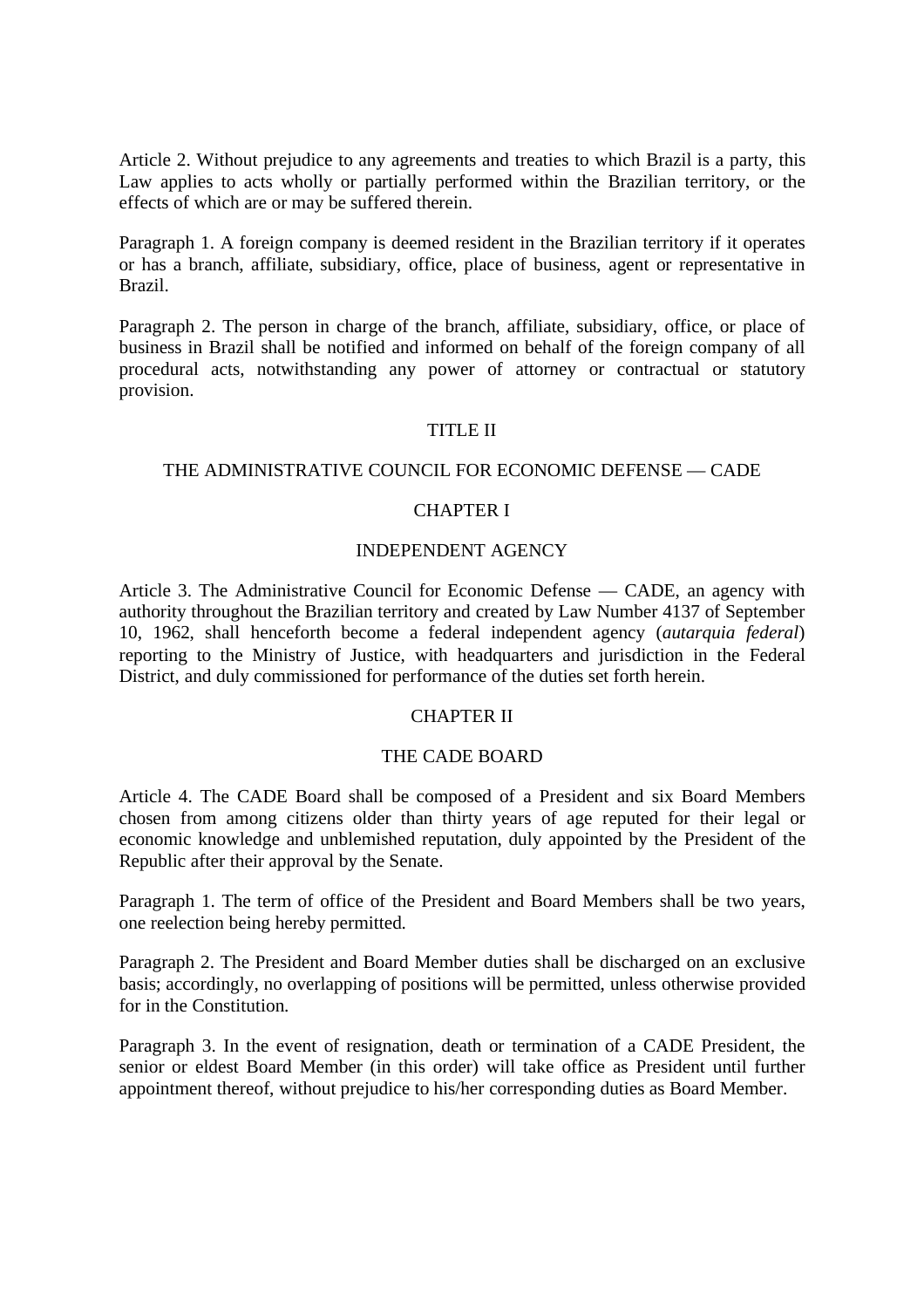Article 2. Without prejudice to any agreements and treaties to which Brazil is a party, this Law applies to acts wholly or partially performed within the Brazilian territory, or the effects of which are or may be suffered therein.

Paragraph 1. A foreign company is deemed resident in the Brazilian territory if it operates or has a branch, affiliate, subsidiary, office, place of business, agent or representative in Brazil.

Paragraph 2. The person in charge of the branch, affiliate, subsidiary, office, or place of business in Brazil shall be notified and informed on behalf of the foreign company of all procedural acts, notwithstanding any power of attorney or contractual or statutory provision.

## TITLE II

## THE ADMINISTRATIVE COUNCIL FOR ECONOMIC DEFENSE — CADE

### CHAPTER I

### INDEPENDENT AGENCY

Article 3. The Administrative Council for Economic Defense — CADE, an agency with authority throughout the Brazilian territory and created by Law Number 4137 of September 10, 1962, shall henceforth become a federal independent agency (*autarquia federal*) reporting to the Ministry of Justice, with headquarters and jurisdiction in the Federal District, and duly commissioned for performance of the duties set forth herein.

### CHAPTER II

### THE CADE BOARD

Article 4. The CADE Board shall be composed of a President and six Board Members chosen from among citizens older than thirty years of age reputed for their legal or economic knowledge and unblemished reputation, duly appointed by the President of the Republic after their approval by the Senate.

Paragraph 1. The term of office of the President and Board Members shall be two years, one reelection being hereby permitted.

Paragraph 2. The President and Board Member duties shall be discharged on an exclusive basis; accordingly, no overlapping of positions will be permitted, unless otherwise provided for in the Constitution.

Paragraph 3. In the event of resignation, death or termination of a CADE President, the senior or eldest Board Member (in this order) will take office as President until further appointment thereof, without prejudice to his/her corresponding duties as Board Member.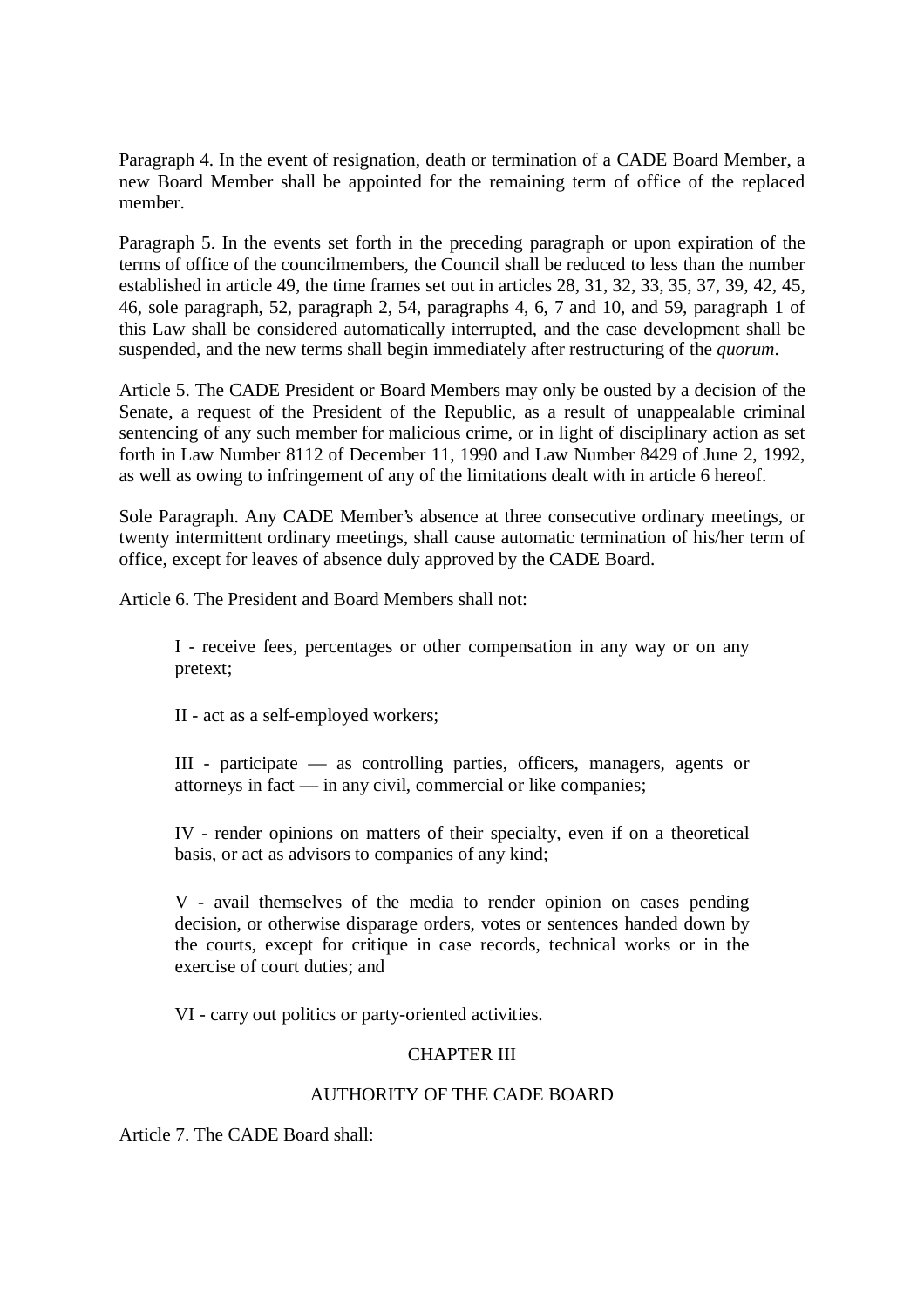Paragraph 4. In the event of resignation, death or termination of a CADE Board Member, a new Board Member shall be appointed for the remaining term of office of the replaced member.

Paragraph 5. In the events set forth in the preceding paragraph or upon expiration of the terms of office of the councilmembers, the Council shall be reduced to less than the number established in article 49, the time frames set out in articles 28, 31, 32, 33, 35, 37, 39, 42, 45, 46, sole paragraph, 52, paragraph 2, 54, paragraphs 4, 6, 7 and 10, and 59, paragraph 1 of this Law shall be considered automatically interrupted, and the case development shall be suspended, and the new terms shall begin immediately after restructuring of the *quorum*.

Article 5. The CADE President or Board Members may only be ousted by a decision of the Senate, a request of the President of the Republic, as a result of unappealable criminal sentencing of any such member for malicious crime, or in light of disciplinary action as set forth in Law Number 8112 of December 11, 1990 and Law Number 8429 of June 2, 1992, as well as owing to infringement of any of the limitations dealt with in article 6 hereof.

Sole Paragraph. Any CADE Member's absence at three consecutive ordinary meetings, or twenty intermittent ordinary meetings, shall cause automatic termination of his/her term of office, except for leaves of absence duly approved by the CADE Board.

Article 6. The President and Board Members shall not:

> I - receive fees, percentages or other compensation in any way or on any pretext;
>
> II - act as a self-employed workers;
>
> III - participate — as controlling parties, officers, managers, agents or attorneys in fact — in any civil, commercial or like companies;
>
> IV - render opinions on matters of their specialty, even if on a theoretical basis, or act as advisors to companies of any kind;
>
> V - avail themselves of the media to render opinion on cases pending decision, or otherwise disparage orders, votes or sentences handed down by the courts, except for critique in case records, technical works or in the exercise of court duties; and
>
> VI - carry out politics or party-oriented activities.

## CHAPTER III

## AUTHORITY OF THE CADE BOARD

Article 7. The CADE Board shall: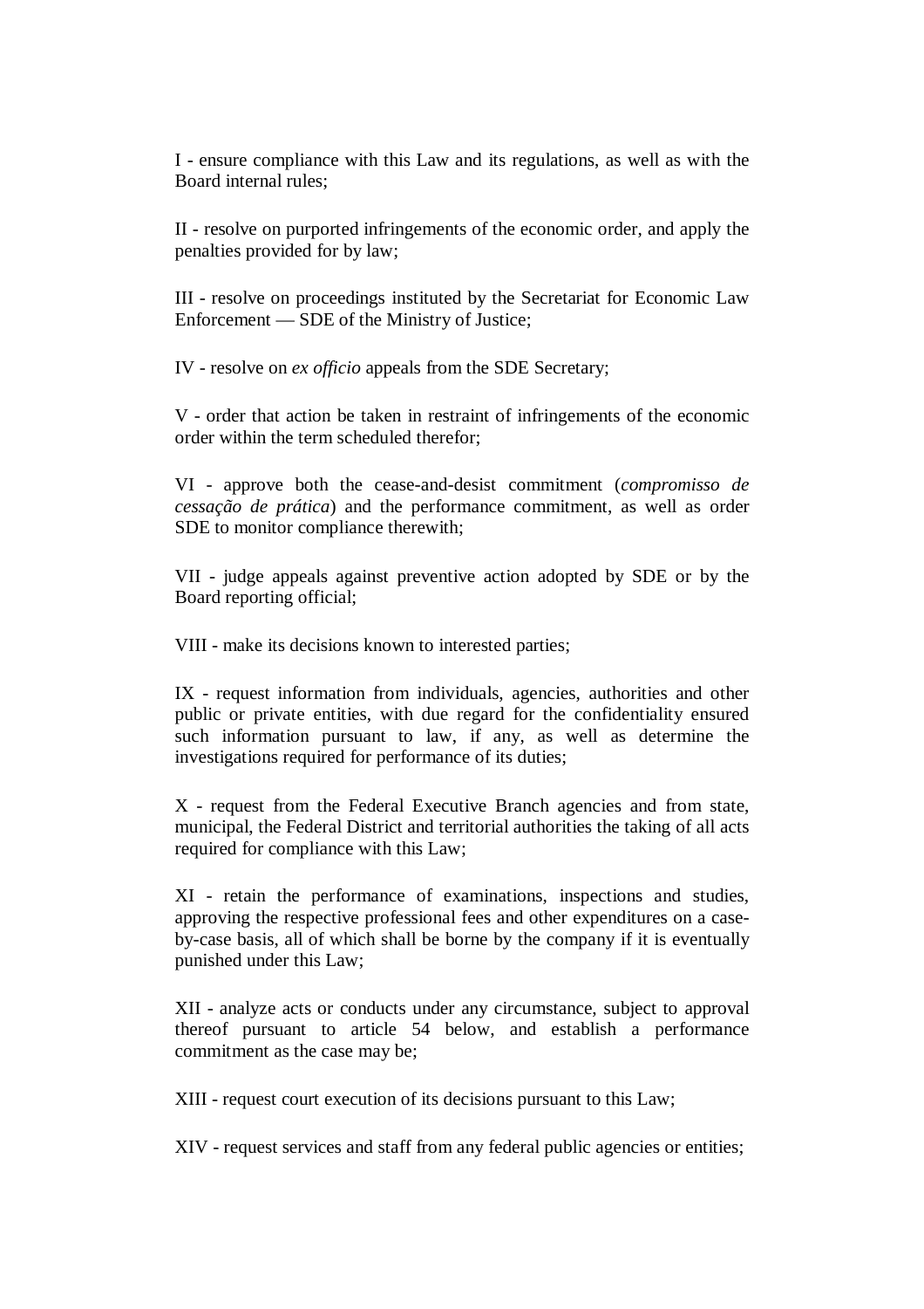I - ensure compliance with this Law and its regulations, as well as with the Board internal rules;

II - resolve on purported infringements of the economic order, and apply the penalties provided for by law;

III - resolve on proceedings instituted by the Secretariat for Economic Law Enforcement — SDE of the Ministry of Justice;

IV - resolve on *ex officio* appeals from the SDE Secretary;

V - order that action be taken in restraint of infringements of the economic order within the term scheduled therefor;

VI - approve both the cease-and-desist commitment (*compromisso de cessação de prática*) and the performance commitment, as well as order SDE to monitor compliance therewith;

VII - judge appeals against preventive action adopted by SDE or by the Board reporting official;

VIII - make its decisions known to interested parties;

IX - request information from individuals, agencies, authorities and other public or private entities, with due regard for the confidentiality ensured such information pursuant to law, if any, as well as determine the investigations required for performance of its duties;

X - request from the Federal Executive Branch agencies and from state, municipal, the Federal District and territorial authorities the taking of all acts required for compliance with this Law;

XI - retain the performance of examinations, inspections and studies, approving the respective professional fees and other expenditures on a case-by-case basis, all of which shall be borne by the company if it is eventually punished under this Law;

XII - analyze acts or conducts under any circumstance, subject to approval thereof pursuant to article 54 below, and establish a performance commitment as the case may be;

XIII - request court execution of its decisions pursuant to this Law;

XIV - request services and staff from any federal public agencies or entities;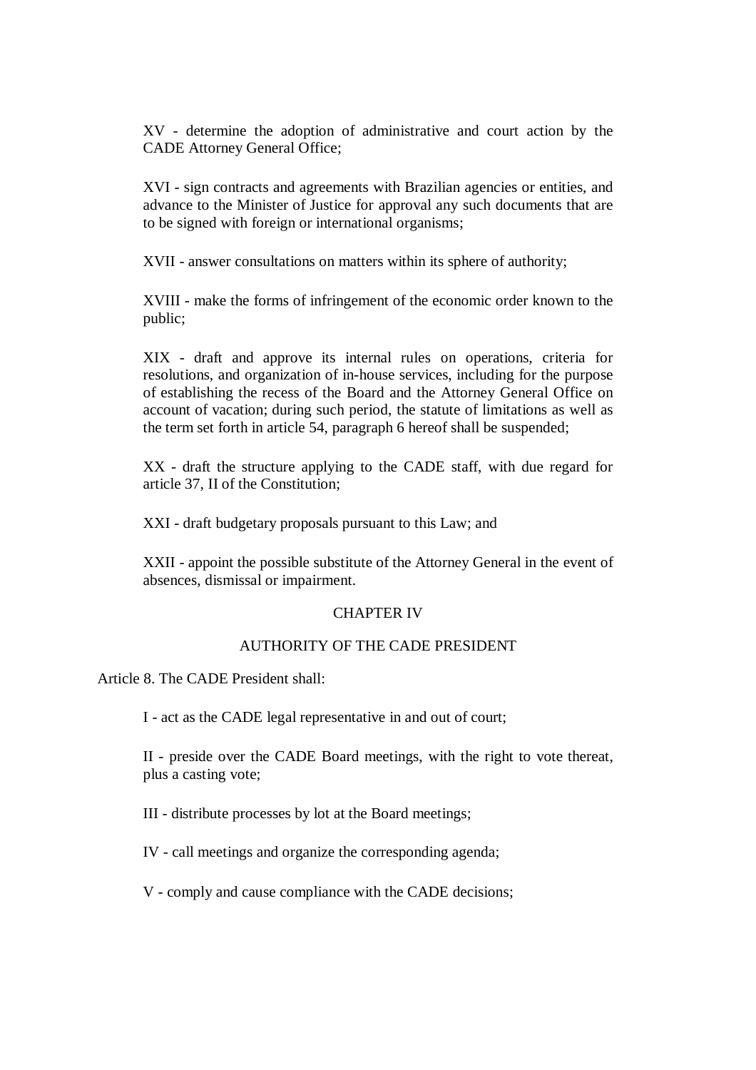XV - determine the adoption of administrative and court action by the CADE Attorney General Office;

XVI - sign contracts and agreements with Brazilian agencies or entities, and advance to the Minister of Justice for approval any such documents that are to be signed with foreign or international organisms;

XVII - answer consultations on matters within its sphere of authority;

XVIII - make the forms of infringement of the economic order known to the public;

XIX - draft and approve its internal rules on operations, criteria for resolutions, and organization of in-house services, including for the purpose of establishing the recess of the Board and the Attorney General Office on account of vacation; during such period, the statute of limitations as well as the term set forth in article 54, paragraph 6 hereof shall be suspended;

XX - draft the structure applying to the CADE staff, with due regard for article 37, II of the Constitution;

XXI - draft budgetary proposals pursuant to this Law; and

XXII - appoint the possible substitute of the Attorney General in the event of absences, dismissal or impairment.

## CHAPTER IV

## AUTHORITY OF THE CADE PRESIDENT

Article 8. The CADE President shall:

I - act as the CADE legal representative in and out of court;

II - preside over the CADE Board meetings, with the right to vote thereat, plus a casting vote;

III - distribute processes by lot at the Board meetings;

IV - call meetings and organize the corresponding agenda;

V - comply and cause compliance with the CADE decisions;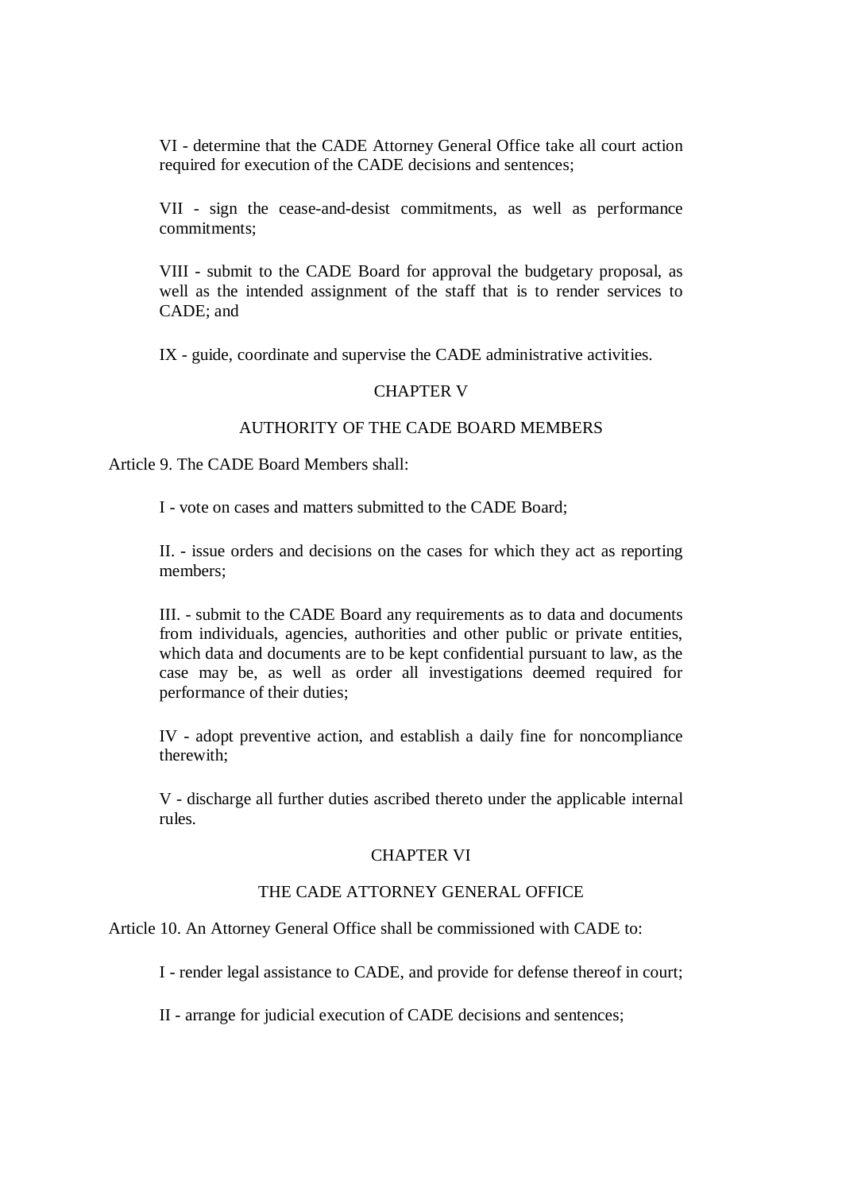VI - determine that the CADE Attorney General Office take all court action required for execution of the CADE decisions and sentences;

VII - sign the cease-and-desist commitments, as well as performance commitments;

VIII - submit to the CADE Board for approval the budgetary proposal, as well as the intended assignment of the staff that is to render services to CADE; and

IX - guide, coordinate and supervise the CADE administrative activities.

## CHAPTER V

## AUTHORITY OF THE CADE BOARD MEMBERS

Article 9. The CADE Board Members shall:

I - vote on cases and matters submitted to the CADE Board;

II. - issue orders and decisions on the cases for which they act as reporting members;

III. - submit to the CADE Board any requirements as to data and documents from individuals, agencies, authorities and other public or private entities, which data and documents are to be kept confidential pursuant to law, as the case may be, as well as order all investigations deemed required for performance of their duties;

IV - adopt preventive action, and establish a daily fine for noncompliance therewith;

V - discharge all further duties ascribed thereto under the applicable internal rules.

## CHAPTER VI

## THE CADE ATTORNEY GENERAL OFFICE

Article 10. An Attorney General Office shall be commissioned with CADE to:

I - render legal assistance to CADE, and provide for defense thereof in court;

II - arrange for judicial execution of CADE decisions and sentences;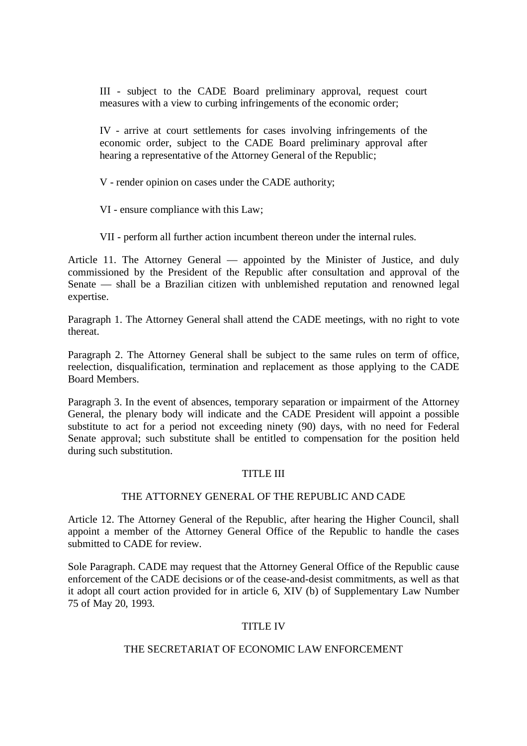III - subject to the CADE Board preliminary approval, request court measures with a view to curbing infringements of the economic order;

IV - arrive at court settlements for cases involving infringements of the economic order, subject to the CADE Board preliminary approval after hearing a representative of the Attorney General of the Republic;

V - render opinion on cases under the CADE authority;

VI - ensure compliance with this Law;

VII - perform all further action incumbent thereon under the internal rules.

Article 11. The Attorney General — appointed by the Minister of Justice, and duly commissioned by the President of the Republic after consultation and approval of the Senate — shall be a Brazilian citizen with unblemished reputation and renowned legal expertise.

Paragraph 1. The Attorney General shall attend the CADE meetings, with no right to vote thereat.

Paragraph 2. The Attorney General shall be subject to the same rules on term of office, reelection, disqualification, termination and replacement as those applying to the CADE Board Members.

Paragraph 3. In the event of absences, temporary separation or impairment of the Attorney General, the plenary body will indicate and the CADE President will appoint a possible substitute to act for a period not exceeding ninety (90) days, with no need for Federal Senate approval; such substitute shall be entitled to compensation for the position held during such substitution.

## TITLE III

## THE ATTORNEY GENERAL OF THE REPUBLIC AND CADE

Article 12. The Attorney General of the Republic, after hearing the Higher Council, shall appoint a member of the Attorney General Office of the Republic to handle the cases submitted to CADE for review.

Sole Paragraph. CADE may request that the Attorney General Office of the Republic cause enforcement of the CADE decisions or of the cease-and-desist commitments, as well as that it adopt all court action provided for in article 6, XIV (b) of Supplementary Law Number 75 of May 20, 1993.

## TITLE IV

## THE SECRETARIAT OF ECONOMIC LAW ENFORCEMENT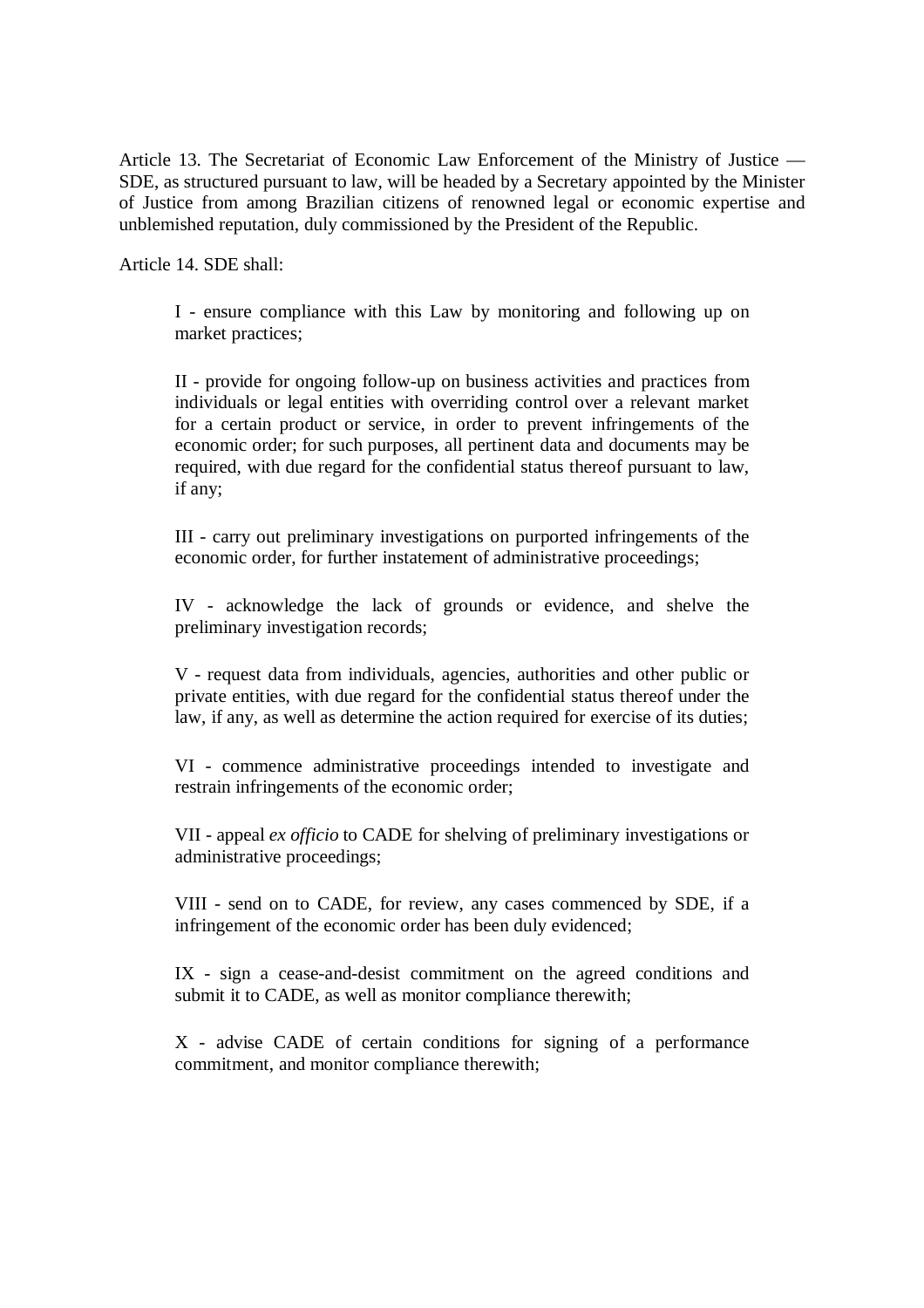Article 13. The Secretariat of Economic Law Enforcement of the Ministry of Justice — SDE, as structured pursuant to law, will be headed by a Secretary appointed by the Minister of Justice from among Brazilian citizens of renowned legal or economic expertise and unblemished reputation, duly commissioned by the President of the Republic.

Article 14. SDE shall:

> I - ensure compliance with this Law by monitoring and following up on market practices;
>
> II - provide for ongoing follow-up on business activities and practices from individuals or legal entities with overriding control over a relevant market for a certain product or service, in order to prevent infringements of the economic order; for such purposes, all pertinent data and documents may be required, with due regard for the confidential status thereof pursuant to law, if any;
>
> III - carry out preliminary investigations on purported infringements of the economic order, for further instatement of administrative proceedings;
>
> IV - acknowledge the lack of grounds or evidence, and shelve the preliminary investigation records;
>
> V - request data from individuals, agencies, authorities and other public or private entities, with due regard for the confidential status thereof under the law, if any, as well as determine the action required for exercise of its duties;
>
> VI - commence administrative proceedings intended to investigate and restrain infringements of the economic order;
>
> VII - appeal *ex officio* to CADE for shelving of preliminary investigations or administrative proceedings;
>
> VIII - send on to CADE, for review, any cases commenced by SDE, if a infringement of the economic order has been duly evidenced;
>
> IX - sign a cease-and-desist commitment on the agreed conditions and submit it to CADE, as well as monitor compliance therewith;
>
> X - advise CADE of certain conditions for signing of a performance commitment, and monitor compliance therewith;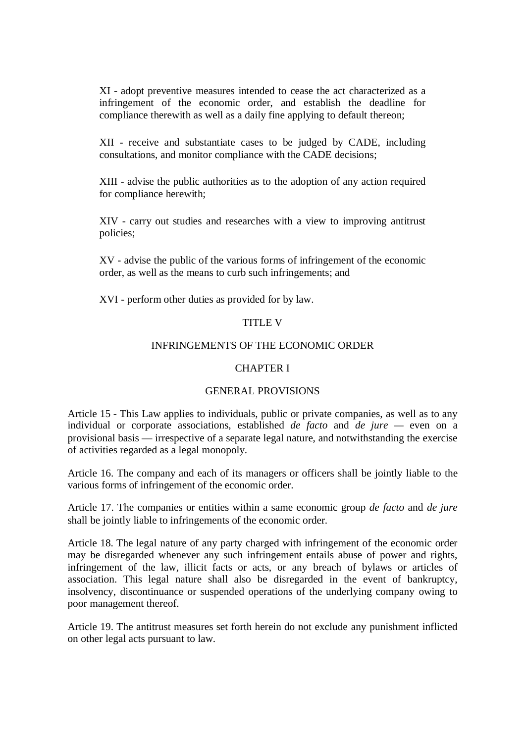XI - adopt preventive measures intended to cease the act characterized as a infringement of the economic order, and establish the deadline for compliance therewith as well as a daily fine applying to default thereon;

XII - receive and substantiate cases to be judged by CADE, including consultations, and monitor compliance with the CADE decisions;

XIII - advise the public authorities as to the adoption of any action required for compliance herewith;

XIV - carry out studies and researches with a view to improving antitrust policies;

XV - advise the public of the various forms of infringement of the economic order, as well as the means to curb such infringements; and

XVI - perform other duties as provided for by law.

## TITLE V

## INFRINGEMENTS OF THE ECONOMIC ORDER

### CHAPTER I

### GENERAL PROVISIONS

Article 15 - This Law applies to individuals, public or private companies, as well as to any individual or corporate associations, established *de facto* and *de jure* — even on a provisional basis — irrespective of a separate legal nature, and notwithstanding the exercise of activities regarded as a legal monopoly.

Article 16. The company and each of its managers or officers shall be jointly liable to the various forms of infringement of the economic order.

Article 17. The companies or entities within a same economic group *de facto* and *de jure* shall be jointly liable to infringements of the economic order.

Article 18. The legal nature of any party charged with infringement of the economic order may be disregarded whenever any such infringement entails abuse of power and rights, infringement of the law, illicit facts or acts, or any breach of bylaws or articles of association. This legal nature shall also be disregarded in the event of bankruptcy, insolvency, discontinuance or suspended operations of the underlying company owing to poor management thereof.

Article 19. The antitrust measures set forth herein do not exclude any punishment inflicted on other legal acts pursuant to law.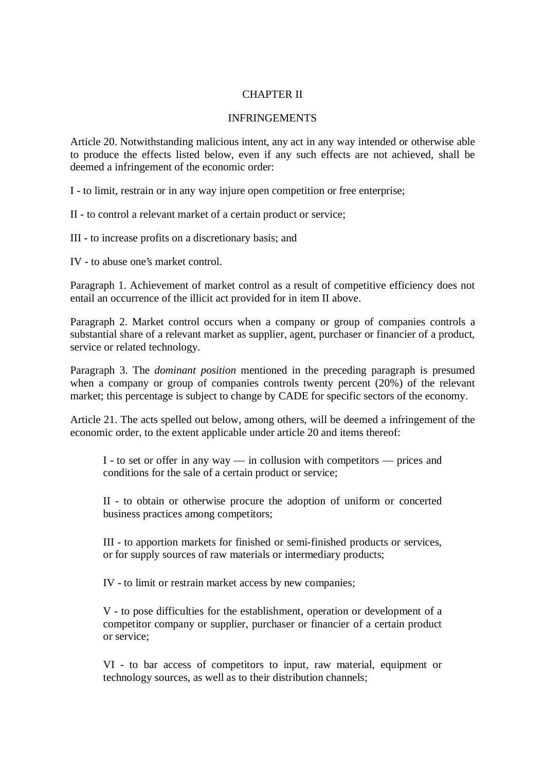## CHAPTER II

## INFRINGEMENTS

Article 20. Notwithstanding malicious intent, any act in any way intended or otherwise able to produce the effects listed below, even if any such effects are not achieved, shall be deemed a infringement of the economic order:

I - to limit, restrain or in any way injure open competition or free enterprise;

II - to control a relevant market of a certain product or service;

III - to increase profits on a discretionary basis; and

IV - to abuse one's market control.

Paragraph 1. Achievement of market control as a result of competitive efficiency does not entail an occurrence of the illicit act provided for in item II above.

Paragraph 2. Market control occurs when a company or group of companies controls a substantial share of a relevant market as supplier, agent, purchaser or financier of a product, service or related technology.

Paragraph 3. The *dominant position* mentioned in the preceding paragraph is presumed when a company or group of companies controls twenty percent (20%) of the relevant market; this percentage is subject to change by CADE for specific sectors of the economy.

Article 21. The acts spelled out below, among others, will be deemed a infringement of the economic order, to the extent applicable under article 20 and items thereof:

> I - to set or offer in any way — in collusion with competitors — prices and conditions for the sale of a certain product or service;
>
> II - to obtain or otherwise procure the adoption of uniform or concerted business practices among competitors;
>
> III - to apportion markets for finished or semi-finished products or services, or for supply sources of raw materials or intermediary products;
>
> IV - to limit or restrain market access by new companies;
>
> V - to pose difficulties for the establishment, operation or development of a competitor company or supplier, purchaser or financier of a certain product or service;
>
> VI - to bar access of competitors to input, raw material, equipment or technology sources, as well as to their distribution channels;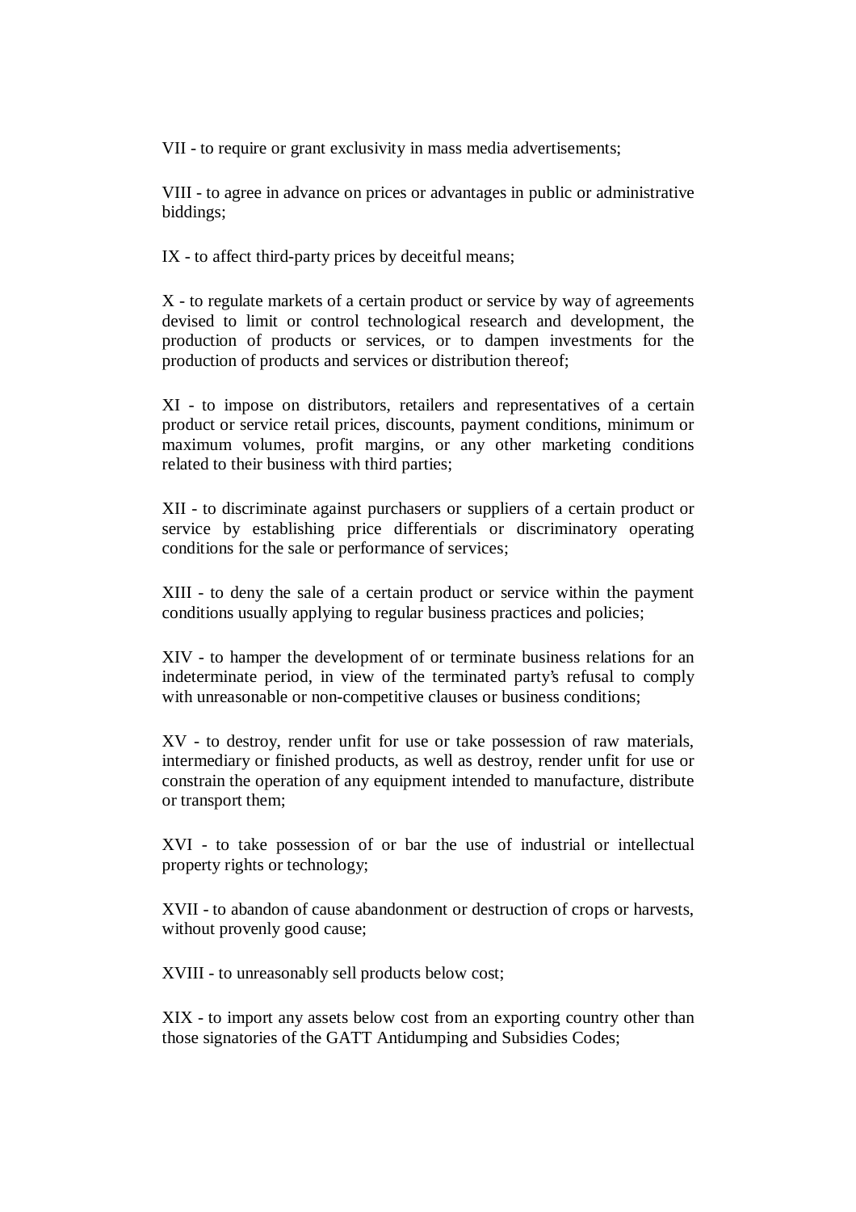VII - to require or grant exclusivity in mass media advertisements;

VIII - to agree in advance on prices or advantages in public or administrative biddings;

IX - to affect third-party prices by deceitful means;

X - to regulate markets of a certain product or service by way of agreements devised to limit or control technological research and development, the production of products or services, or to dampen investments for the production of products and services or distribution thereof;

XI - to impose on distributors, retailers and representatives of a certain product or service retail prices, discounts, payment conditions, minimum or maximum volumes, profit margins, or any other marketing conditions related to their business with third parties;

XII - to discriminate against purchasers or suppliers of a certain product or service by establishing price differentials or discriminatory operating conditions for the sale or performance of services;

XIII - to deny the sale of a certain product or service within the payment conditions usually applying to regular business practices and policies;

XIV - to hamper the development of or terminate business relations for an indeterminate period, in view of the terminated party's refusal to comply with unreasonable or non-competitive clauses or business conditions;

XV - to destroy, render unfit for use or take possession of raw materials, intermediary or finished products, as well as destroy, render unfit for use or constrain the operation of any equipment intended to manufacture, distribute or transport them;

XVI - to take possession of or bar the use of industrial or intellectual property rights or technology;

XVII - to abandon of cause abandonment or destruction of crops or harvests, without provenly good cause;

XVIII - to unreasonably sell products below cost;

XIX - to import any assets below cost from an exporting country other than those signatories of the GATT Antidumping and Subsidies Codes;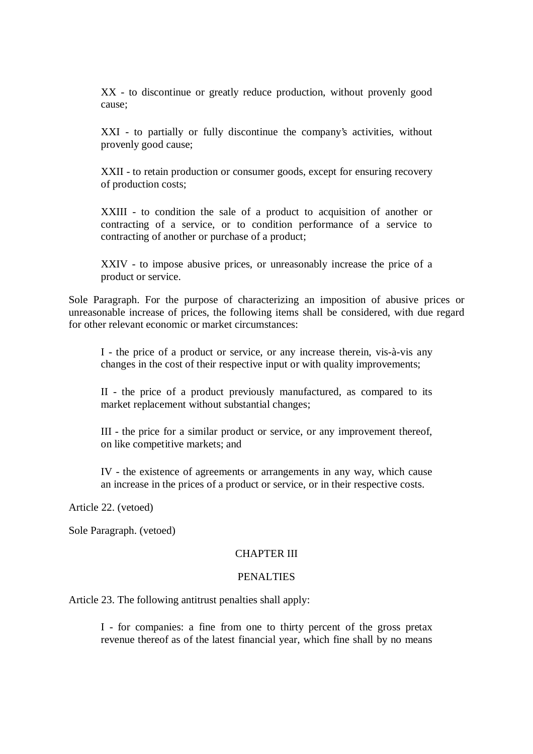XX - to discontinue or greatly reduce production, without provenly good cause;

XXI - to partially or fully discontinue the company's activities, without provenly good cause;

XXII - to retain production or consumer goods, except for ensuring recovery of production costs;

XXIII - to condition the sale of a product to acquisition of another or contracting of a service, or to condition performance of a service to contracting of another or purchase of a product;

XXIV - to impose abusive prices, or unreasonably increase the price of a product or service.

Sole Paragraph. For the purpose of characterizing an imposition of abusive prices or unreasonable increase of prices, the following items shall be considered, with due regard for other relevant economic or market circumstances:

I - the price of a product or service, or any increase therein, vis-à-vis any changes in the cost of their respective input or with quality improvements;

II - the price of a product previously manufactured, as compared to its market replacement without substantial changes;

III - the price for a similar product or service, or any improvement thereof, on like competitive markets; and

IV - the existence of agreements or arrangements in any way, which cause an increase in the prices of a product or service, or in their respective costs.

Article 22. (vetoed)

Sole Paragraph. (vetoed)

## CHAPTER III

## PENALTIES

Article 23. The following antitrust penalties shall apply:

I - for companies: a fine from one to thirty percent of the gross pretax revenue thereof as of the latest financial year, which fine shall by no means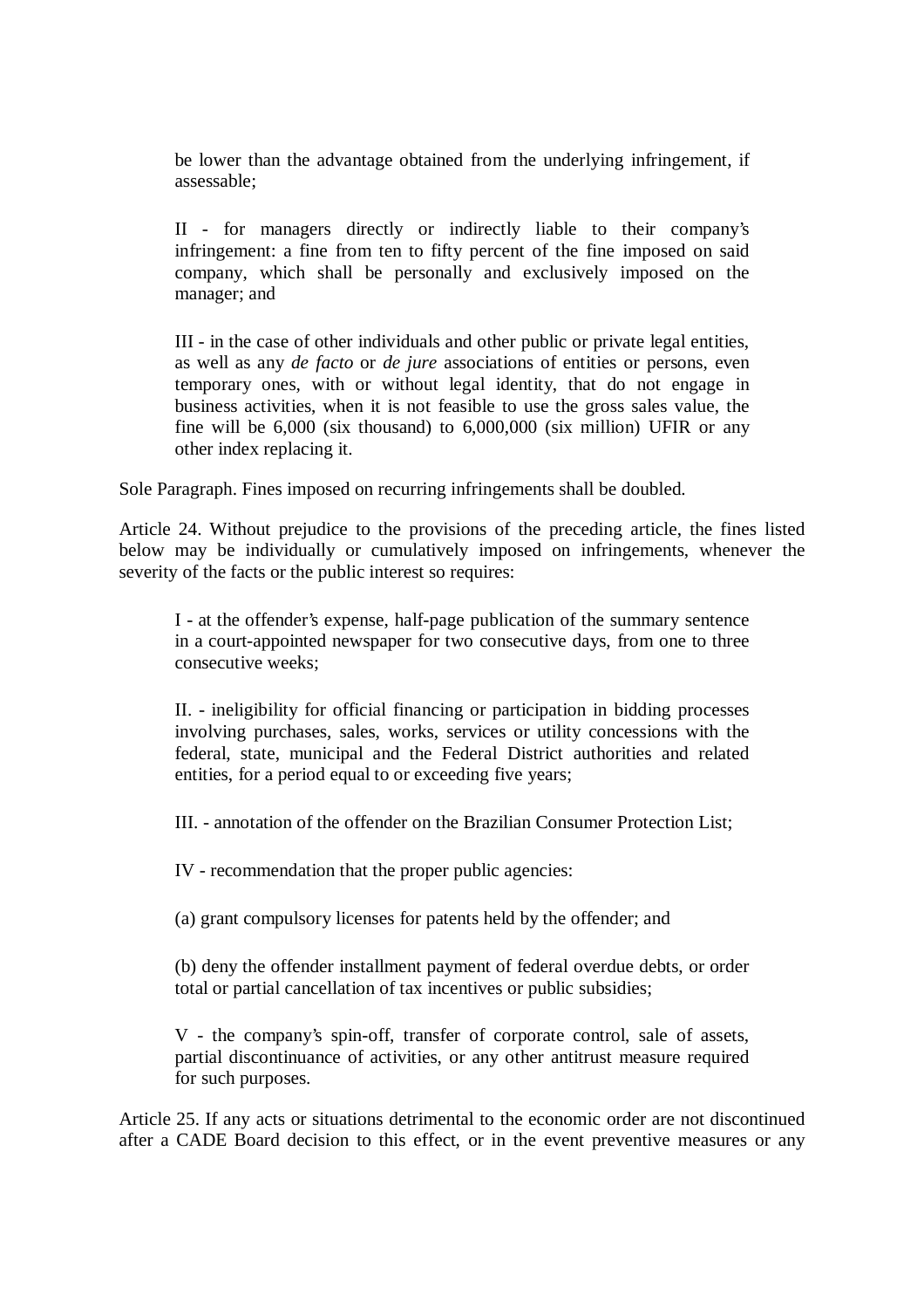be lower than the advantage obtained from the underlying infringement, if assessable;

II - for managers directly or indirectly liable to their company's infringement: a fine from ten to fifty percent of the fine imposed on said company, which shall be personally and exclusively imposed on the manager; and

III - in the case of other individuals and other public or private legal entities, as well as any *de facto* or *de jure* associations of entities or persons, even temporary ones, with or without legal identity, that do not engage in business activities, when it is not feasible to use the gross sales value, the fine will be 6,000 (six thousand) to 6,000,000 (six million) UFIR or any other index replacing it.

Sole Paragraph. Fines imposed on recurring infringements shall be doubled.

Article 24. Without prejudice to the provisions of the preceding article, the fines listed below may be individually or cumulatively imposed on infringements, whenever the severity of the facts or the public interest so requires:

I - at the offender's expense, half-page publication of the summary sentence in a court-appointed newspaper for two consecutive days, from one to three consecutive weeks;

II. - ineligibility for official financing or participation in bidding processes involving purchases, sales, works, services or utility concessions with the federal, state, municipal and the Federal District authorities and related entities, for a period equal to or exceeding five years;

III. - annotation of the offender on the Brazilian Consumer Protection List;

IV - recommendation that the proper public agencies:

(a) grant compulsory licenses for patents held by the offender; and

(b) deny the offender installment payment of federal overdue debts, or order total or partial cancellation of tax incentives or public subsidies;

V - the company's spin-off, transfer of corporate control, sale of assets, partial discontinuance of activities, or any other antitrust measure required for such purposes.

Article 25. If any acts or situations detrimental to the economic order are not discontinued after a CADE Board decision to this effect, or in the event preventive measures or any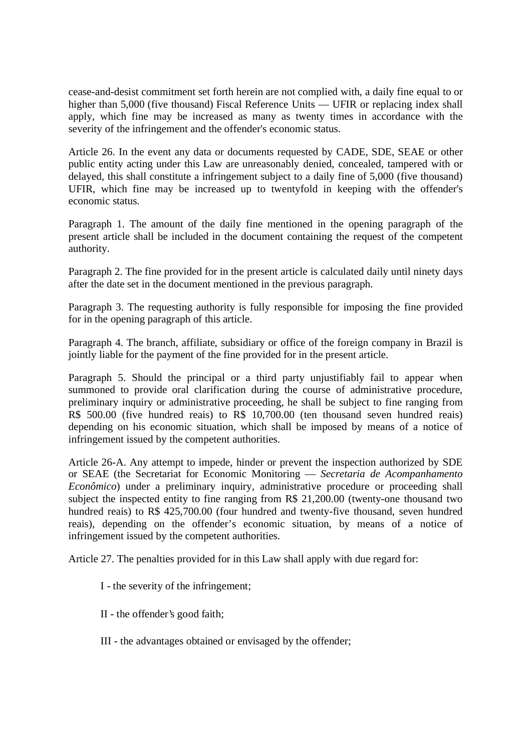cease-and-desist commitment set forth herein are not complied with, a daily fine equal to or higher than 5,000 (five thousand) Fiscal Reference Units — UFIR or replacing index shall apply, which fine may be increased as many as twenty times in accordance with the severity of the infringement and the offender's economic status.

Article 26. In the event any data or documents requested by CADE, SDE, SEAE or other public entity acting under this Law are unreasonably denied, concealed, tampered with or delayed, this shall constitute a infringement subject to a daily fine of 5,000 (five thousand) UFIR, which fine may be increased up to twentyfold in keeping with the offender's economic status.

Paragraph 1. The amount of the daily fine mentioned in the opening paragraph of the present article shall be included in the document containing the request of the competent authority.

Paragraph 2. The fine provided for in the present article is calculated daily until ninety days after the date set in the document mentioned in the previous paragraph.

Paragraph 3. The requesting authority is fully responsible for imposing the fine provided for in the opening paragraph of this article.

Paragraph 4. The branch, affiliate, subsidiary or office of the foreign company in Brazil is jointly liable for the payment of the fine provided for in the present article.

Paragraph 5. Should the principal or a third party unjustifiably fail to appear when summoned to provide oral clarification during the course of administrative procedure, preliminary inquiry or administrative proceeding, he shall be subject to fine ranging from R$ 500.00 (five hundred reais) to R$ 10,700.00 (ten thousand seven hundred reais) depending on his economic situation, which shall be imposed by means of a notice of infringement issued by the competent authorities.

Article 26-A. Any attempt to impede, hinder or prevent the inspection authorized by SDE or SEAE (the Secretariat for Economic Monitoring — *Secretaria de Acompanhamento Econômico*) under a preliminary inquiry, administrative procedure or proceeding shall subject the inspected entity to fine ranging from R$ 21,200.00 (twenty-one thousand two hundred reais) to R$ 425,700.00 (four hundred and twenty-five thousand, seven hundred reais), depending on the offender's economic situation, by means of a notice of infringement issued by the competent authorities.

Article 27. The penalties provided for in this Law shall apply with due regard for:

I - the severity of the infringement;

II - the offender's good faith;

III - the advantages obtained or envisaged by the offender;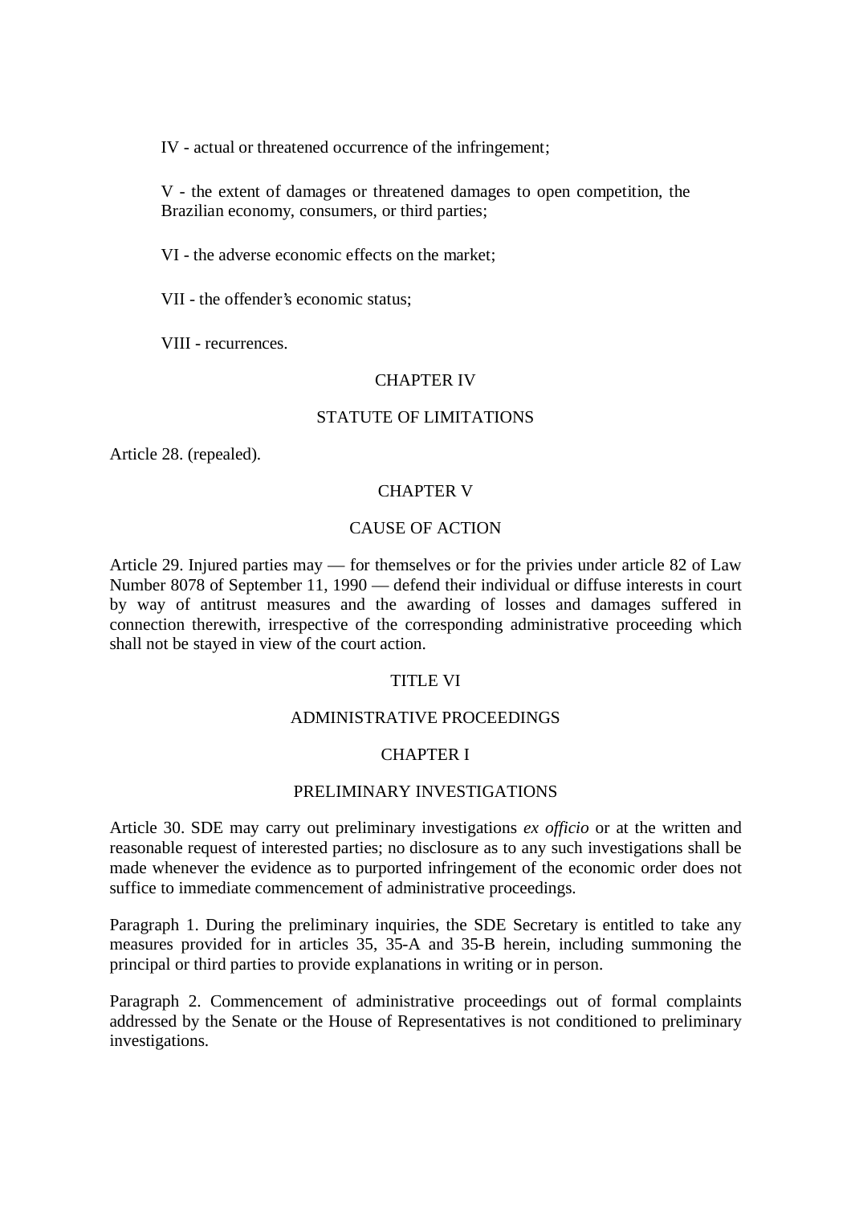IV - actual or threatened occurrence of the infringement;

V - the extent of damages or threatened damages to open competition, the Brazilian economy, consumers, or third parties;

VI - the adverse economic effects on the market;

VII - the offender's economic status;

VIII - recurrences.

CHAPTER IV

STATUTE OF LIMITATIONS

Article 28. (repealed).

CHAPTER V

CAUSE OF ACTION

Article 29. Injured parties may — for themselves or for the privies under article 82 of Law Number 8078 of September 11, 1990 — defend their individual or diffuse interests in court by way of antitrust measures and the awarding of losses and damages suffered in connection therewith, irrespective of the corresponding administrative proceeding which shall not be stayed in view of the court action.

TITLE VI

ADMINISTRATIVE PROCEEDINGS

CHAPTER I

PRELIMINARY INVESTIGATIONS

Article 30. SDE may carry out preliminary investigations *ex officio* or at the written and reasonable request of interested parties; no disclosure as to any such investigations shall be made whenever the evidence as to purported infringement of the economic order does not suffice to immediate commencement of administrative proceedings.

Paragraph 1. During the preliminary inquiries, the SDE Secretary is entitled to take any measures provided for in articles 35, 35-A and 35-B herein, including summoning the principal or third parties to provide explanations in writing or in person.

Paragraph 2. Commencement of administrative proceedings out of formal complaints addressed by the Senate or the House of Representatives is not conditioned to preliminary investigations.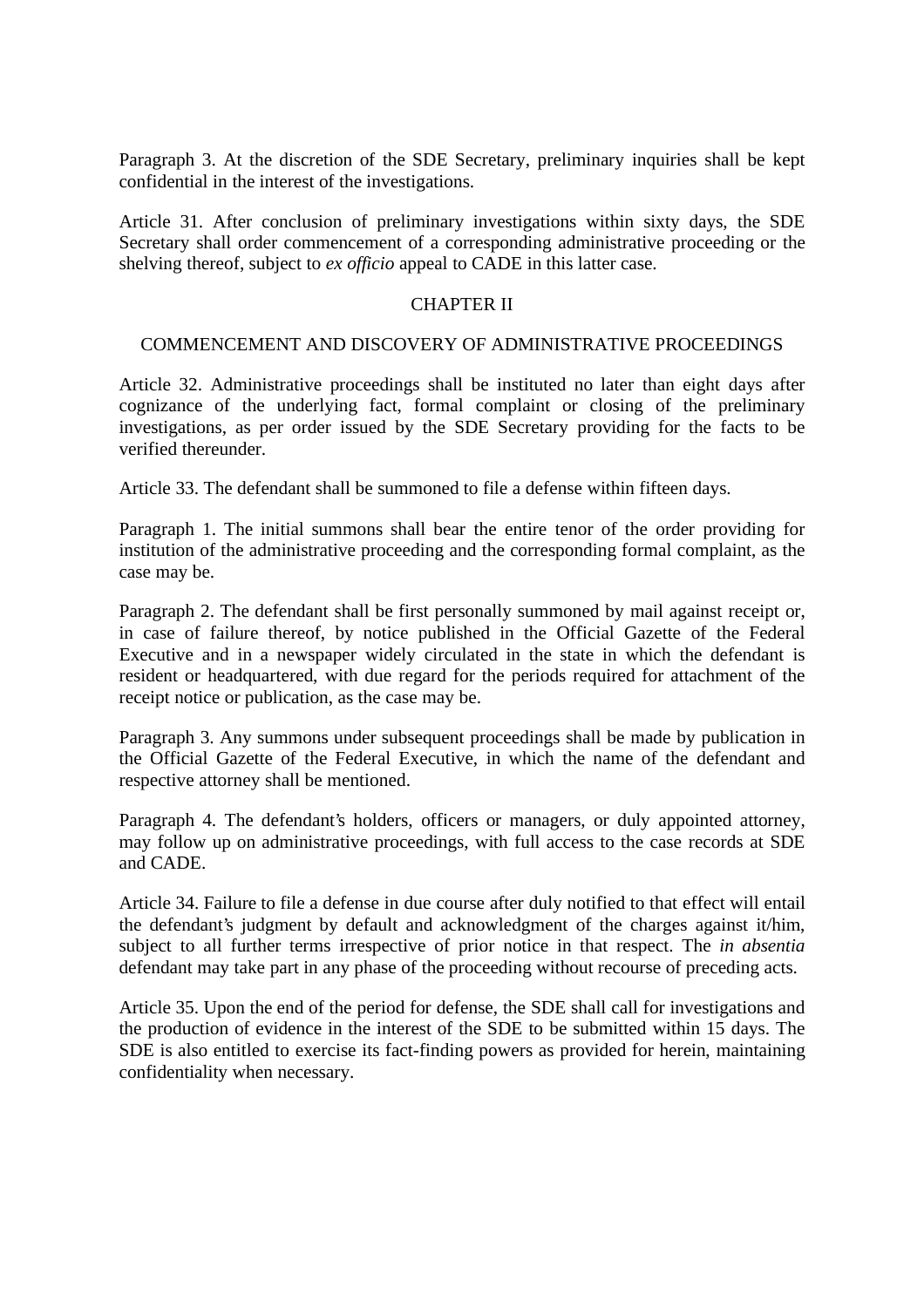Paragraph 3. At the discretion of the SDE Secretary, preliminary inquiries shall be kept confidential in the interest of the investigations.

Article 31. After conclusion of preliminary investigations within sixty days, the SDE Secretary shall order commencement of a corresponding administrative proceeding or the shelving thereof, subject to *ex officio* appeal to CADE in this latter case.

## CHAPTER II

## COMMENCEMENT AND DISCOVERY OF ADMINISTRATIVE PROCEEDINGS

Article 32. Administrative proceedings shall be instituted no later than eight days after cognizance of the underlying fact, formal complaint or closing of the preliminary investigations, as per order issued by the SDE Secretary providing for the facts to be verified thereunder.

Article 33. The defendant shall be summoned to file a defense within fifteen days.

Paragraph 1. The initial summons shall bear the entire tenor of the order providing for institution of the administrative proceeding and the corresponding formal complaint, as the case may be.

Paragraph 2. The defendant shall be first personally summoned by mail against receipt or, in case of failure thereof, by notice published in the Official Gazette of the Federal Executive and in a newspaper widely circulated in the state in which the defendant is resident or headquartered, with due regard for the periods required for attachment of the receipt notice or publication, as the case may be.

Paragraph 3. Any summons under subsequent proceedings shall be made by publication in the Official Gazette of the Federal Executive, in which the name of the defendant and respective attorney shall be mentioned.

Paragraph 4. The defendant's holders, officers or managers, or duly appointed attorney, may follow up on administrative proceedings, with full access to the case records at SDE and CADE.

Article 34. Failure to file a defense in due course after duly notified to that effect will entail the defendant's judgment by default and acknowledgment of the charges against it/him, subject to all further terms irrespective of prior notice in that respect. The *in absentia* defendant may take part in any phase of the proceeding without recourse of preceding acts.

Article 35. Upon the end of the period for defense, the SDE shall call for investigations and the production of evidence in the interest of the SDE to be submitted within 15 days. The SDE is also entitled to exercise its fact-finding powers as provided for herein, maintaining confidentiality when necessary.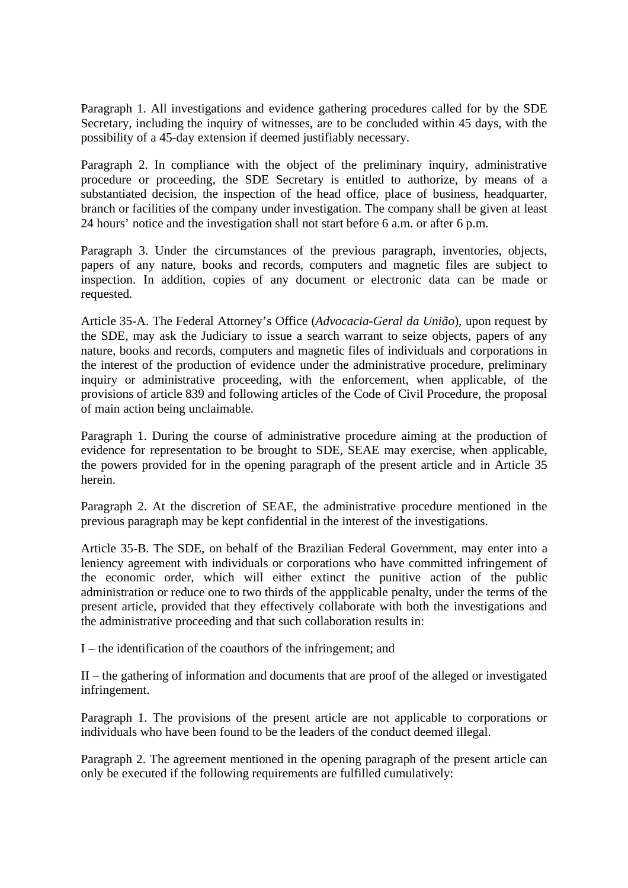Paragraph 1. All investigations and evidence gathering procedures called for by the SDE Secretary, including the inquiry of witnesses, are to be concluded within 45 days, with the possibility of a 45-day extension if deemed justifiably necessary.

Paragraph 2. In compliance with the object of the preliminary inquiry, administrative procedure or proceeding, the SDE Secretary is entitled to authorize, by means of a substantiated decision, the inspection of the head office, place of business, headquarter, branch or facilities of the company under investigation. The company shall be given at least 24 hours' notice and the investigation shall not start before 6 a.m. or after 6 p.m.

Paragraph 3. Under the circumstances of the previous paragraph, inventories, objects, papers of any nature, books and records, computers and magnetic files are subject to inspection. In addition, copies of any document or electronic data can be made or requested.

Article 35-A. The Federal Attorney's Office (*Advocacia-Geral da União*), upon request by the SDE, may ask the Judiciary to issue a search warrant to seize objects, papers of any nature, books and records, computers and magnetic files of individuals and corporations in the interest of the production of evidence under the administrative procedure, preliminary inquiry or administrative proceeding, with the enforcement, when applicable, of the provisions of article 839 and following articles of the Code of Civil Procedure, the proposal of main action being unclaimable.

Paragraph 1. During the course of administrative procedure aiming at the production of evidence for representation to be brought to SDE, SEAE may exercise, when applicable, the powers provided for in the opening paragraph of the present article and in Article 35 herein.

Paragraph 2. At the discretion of SEAE, the administrative procedure mentioned in the previous paragraph may be kept confidential in the interest of the investigations.

Article 35-B. The SDE, on behalf of the Brazilian Federal Government, may enter into a leniency agreement with individuals or corporations who have committed infringement of the economic order, which will either extinct the punitive action of the public administration or reduce one to two thirds of the appplicable penalty, under the terms of the present article, provided that they effectively collaborate with both the investigations and the administrative proceeding and that such collaboration results in:

I – the identification of the coauthors of the infringement; and

II – the gathering of information and documents that are proof of the alleged or investigated infringement.

Paragraph 1. The provisions of the present article are not applicable to corporations or individuals who have been found to be the leaders of the conduct deemed illegal.

Paragraph 2. The agreement mentioned in the opening paragraph of the present article can only be executed if the following requirements are fulfilled cumulatively: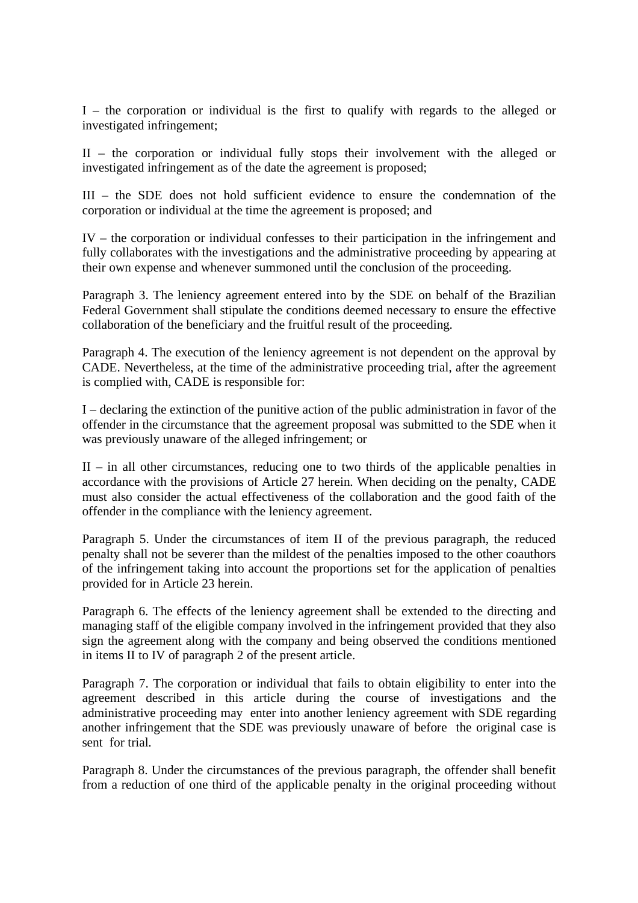I – the corporation or individual is the first to qualify with regards to the alleged or investigated infringement;

II – the corporation or individual fully stops their involvement with the alleged or investigated infringement as of the date the agreement is proposed;

III – the SDE does not hold sufficient evidence to ensure the condemnation of the corporation or individual at the time the agreement is proposed; and

IV – the corporation or individual confesses to their participation in the infringement and fully collaborates with the investigations and the administrative proceeding by appearing at their own expense and whenever summoned until the conclusion of the proceeding.

Paragraph 3. The leniency agreement entered into by the SDE on behalf of the Brazilian Federal Government shall stipulate the conditions deemed necessary to ensure the effective collaboration of the beneficiary and the fruitful result of the proceeding.

Paragraph 4. The execution of the leniency agreement is not dependent on the approval by CADE. Nevertheless, at the time of the administrative proceeding trial, after the agreement is complied with, CADE is responsible for:

I – declaring the extinction of the punitive action of the public administration in favor of the offender in the circumstance that the agreement proposal was submitted to the SDE when it was previously unaware of the alleged infringement; or

II – in all other circumstances, reducing one to two thirds of the applicable penalties in accordance with the provisions of Article 27 herein. When deciding on the penalty, CADE must also consider the actual effectiveness of the collaboration and the good faith of the offender in the compliance with the leniency agreement.

Paragraph 5. Under the circumstances of item II of the previous paragraph, the reduced penalty shall not be severer than the mildest of the penalties imposed to the other coauthors of the infringement taking into account the proportions set for the application of penalties provided for in Article 23 herein.

Paragraph 6. The effects of the leniency agreement shall be extended to the directing and managing staff of the eligible company involved in the infringement provided that they also sign the agreement along with the company and being observed the conditions mentioned in items II to IV of paragraph 2 of the present article.

Paragraph 7. The corporation or individual that fails to obtain eligibility to enter into the agreement described in this article during the course of investigations and the administrative proceeding may enter into another leniency agreement with SDE regarding another infringement that the SDE was previously unaware of before the original case is sent for trial.

Paragraph 8. Under the circumstances of the previous paragraph, the offender shall benefit from a reduction of one third of the applicable penalty in the original proceeding without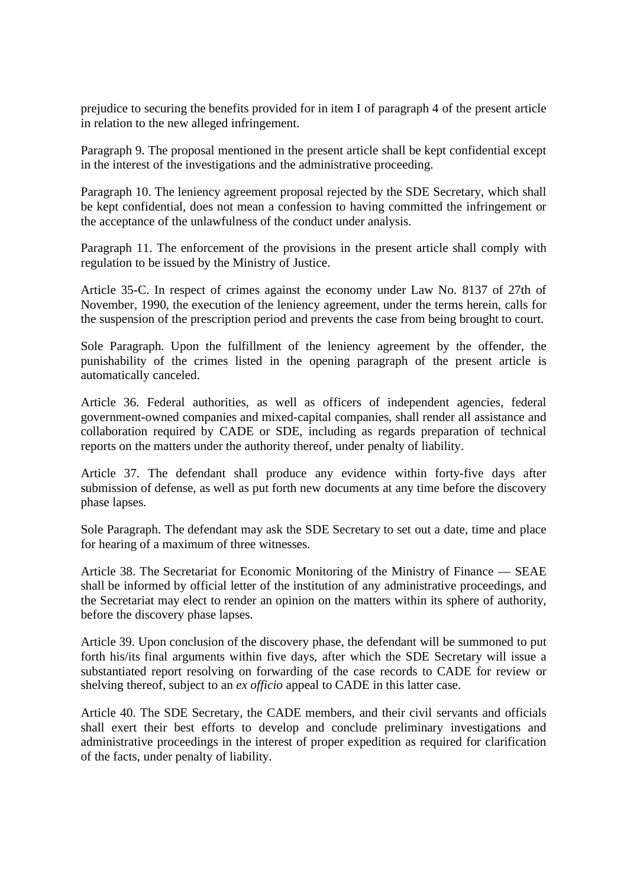prejudice to securing the benefits provided for in item I of paragraph 4 of the present article in relation to the new alleged infringement.

Paragraph 9. The proposal mentioned in the present article shall be kept confidential except in the interest of the investigations and the administrative proceeding.

Paragraph 10. The leniency agreement proposal rejected by the SDE Secretary, which shall be kept confidential, does not mean a confession to having committed the infringement or the acceptance of the unlawfulness of the conduct under analysis.

Paragraph 11. The enforcement of the provisions in the present article shall comply with regulation to be issued by the Ministry of Justice.

Article 35-C. In respect of crimes against the economy under Law No. 8137 of 27th of November, 1990, the execution of the leniency agreement, under the terms herein, calls for the suspension of the prescription period and prevents the case from being brought to court.

Sole Paragraph. Upon the fulfillment of the leniency agreement by the offender, the punishability of the crimes listed in the opening paragraph of the present article is automatically canceled.

Article 36. Federal authorities, as well as officers of independent agencies, federal government-owned companies and mixed-capital companies, shall render all assistance and collaboration required by CADE or SDE, including as regards preparation of technical reports on the matters under the authority thereof, under penalty of liability.

Article 37. The defendant shall produce any evidence within forty-five days after submission of defense, as well as put forth new documents at any time before the discovery phase lapses.

Sole Paragraph. The defendant may ask the SDE Secretary to set out a date, time and place for hearing of a maximum of three witnesses.

Article 38. The Secretariat for Economic Monitoring of the Ministry of Finance — SEAE shall be informed by official letter of the institution of any administrative proceedings, and the Secretariat may elect to render an opinion on the matters within its sphere of authority, before the discovery phase lapses.

Article 39. Upon conclusion of the discovery phase, the defendant will be summoned to put forth his/its final arguments within five days, after which the SDE Secretary will issue a substantiated report resolving on forwarding of the case records to CADE for review or shelving thereof, subject to an *ex officio* appeal to CADE in this latter case.

Article 40. The SDE Secretary, the CADE members, and their civil servants and officials shall exert their best efforts to develop and conclude preliminary investigations and administrative proceedings in the interest of proper expedition as required for clarification of the facts, under penalty of liability.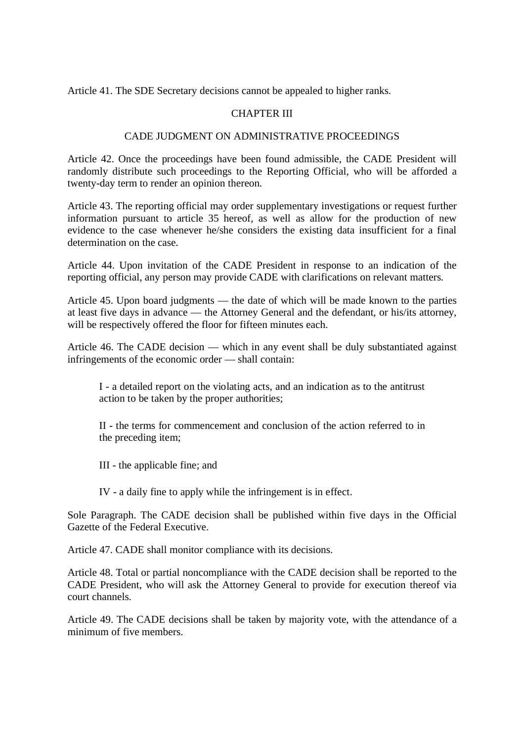Article 41. The SDE Secretary decisions cannot be appealed to higher ranks.

## CHAPTER III

## CADE JUDGMENT ON ADMINISTRATIVE PROCEEDINGS

Article 42. Once the proceedings have been found admissible, the CADE President will randomly distribute such proceedings to the Reporting Official, who will be afforded a twenty-day term to render an opinion thereon.

Article 43. The reporting official may order supplementary investigations or request further information pursuant to article 35 hereof, as well as allow for the production of new evidence to the case whenever he/she considers the existing data insufficient for a final determination on the case.

Article 44. Upon invitation of the CADE President in response to an indication of the reporting official, any person may provide CADE with clarifications on relevant matters.

Article 45. Upon board judgments — the date of which will be made known to the parties at least five days in advance — the Attorney General and the defendant, or his/its attorney, will be respectively offered the floor for fifteen minutes each.

Article 46. The CADE decision — which in any event shall be duly substantiated against infringements of the economic order — shall contain:

> I - a detailed report on the violating acts, and an indication as to the antitrust action to be taken by the proper authorities;
>
> II - the terms for commencement and conclusion of the action referred to in the preceding item;
>
> III - the applicable fine; and
>
> IV - a daily fine to apply while the infringement is in effect.

Sole Paragraph. The CADE decision shall be published within five days in the Official Gazette of the Federal Executive.

Article 47. CADE shall monitor compliance with its decisions.

Article 48. Total or partial noncompliance with the CADE decision shall be reported to the CADE President, who will ask the Attorney General to provide for execution thereof via court channels.

Article 49. The CADE decisions shall be taken by majority vote, with the attendance of a minimum of five members.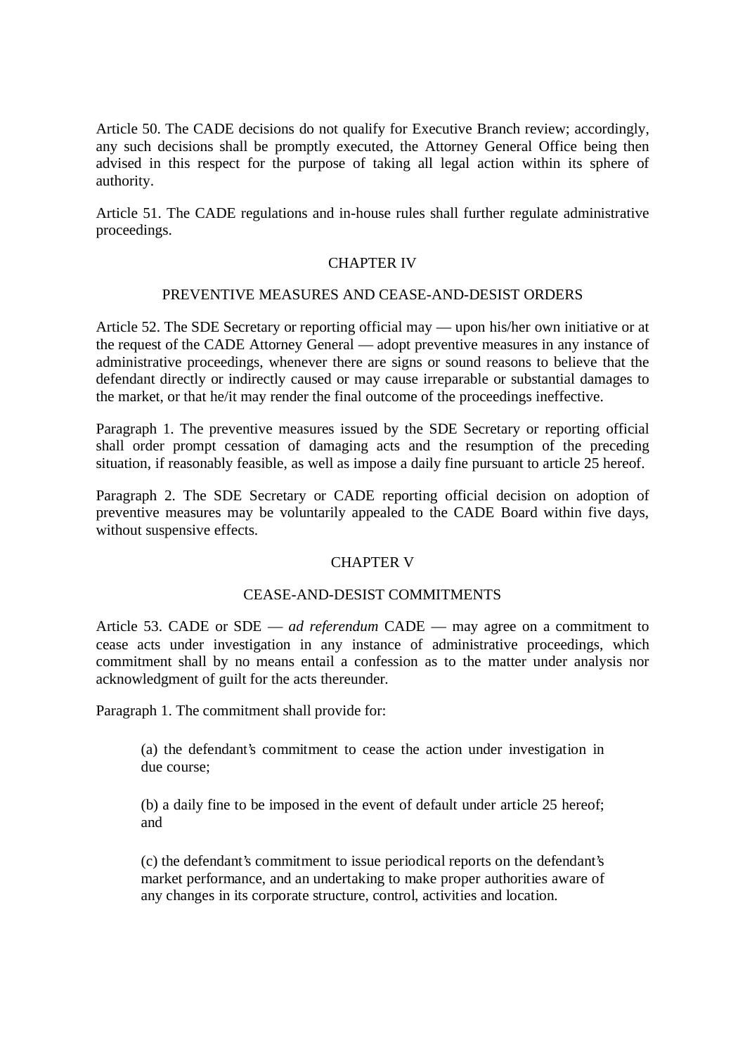Article 50. The CADE decisions do not qualify for Executive Branch review; accordingly, any such decisions shall be promptly executed, the Attorney General Office being then advised in this respect for the purpose of taking all legal action within its sphere of authority.

Article 51. The CADE regulations and in-house rules shall further regulate administrative proceedings.

## CHAPTER IV

## PREVENTIVE MEASURES AND CEASE-AND-DESIST ORDERS

Article 52. The SDE Secretary or reporting official may — upon his/her own initiative or at the request of the CADE Attorney General — adopt preventive measures in any instance of administrative proceedings, whenever there are signs or sound reasons to believe that the defendant directly or indirectly caused or may cause irreparable or substantial damages to the market, or that he/it may render the final outcome of the proceedings ineffective.

Paragraph 1. The preventive measures issued by the SDE Secretary or reporting official shall order prompt cessation of damaging acts and the resumption of the preceding situation, if reasonably feasible, as well as impose a daily fine pursuant to article 25 hereof.

Paragraph 2. The SDE Secretary or CADE reporting official decision on adoption of preventive measures may be voluntarily appealed to the CADE Board within five days, without suspensive effects.

## CHAPTER V

## CEASE-AND-DESIST COMMITMENTS

Article 53. CADE or SDE — *ad referendum* CADE — may agree on a commitment to cease acts under investigation in any instance of administrative proceedings, which commitment shall by no means entail a confession as to the matter under analysis nor acknowledgment of guilt for the acts thereunder.

Paragraph 1. The commitment shall provide for:

> (a) the defendant's commitment to cease the action under investigation in due course;
>
> (b) a daily fine to be imposed in the event of default under article 25 hereof; and
>
> (c) the defendant's commitment to issue periodical reports on the defendant's market performance, and an undertaking to make proper authorities aware of any changes in its corporate structure, control, activities and location.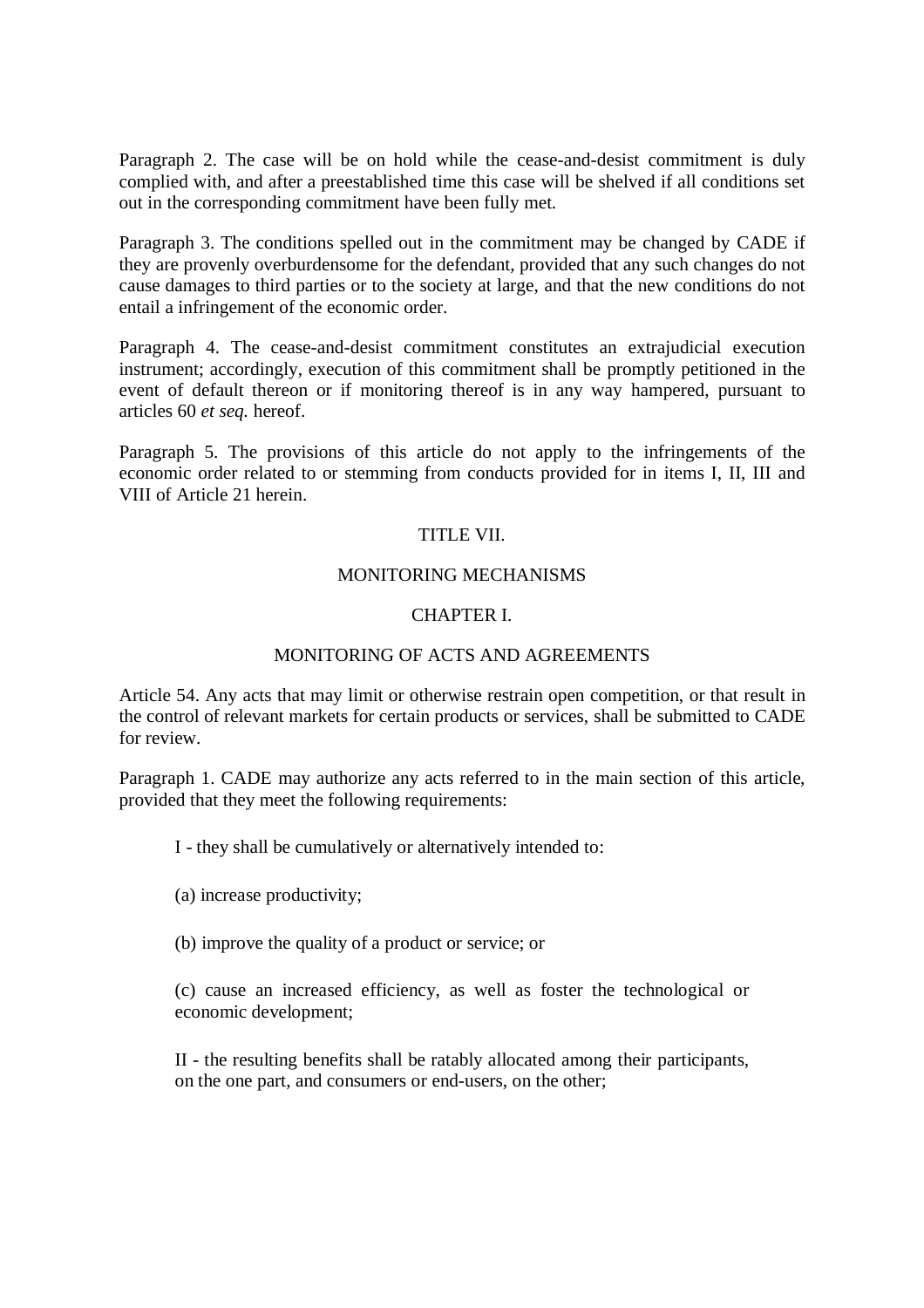Paragraph 2. The case will be on hold while the cease-and-desist commitment is duly complied with, and after a preestablished time this case will be shelved if all conditions set out in the corresponding commitment have been fully met.

Paragraph 3. The conditions spelled out in the commitment may be changed by CADE if they are provenly overburdensome for the defendant, provided that any such changes do not cause damages to third parties or to the society at large, and that the new conditions do not entail a infringement of the economic order.

Paragraph 4. The cease-and-desist commitment constitutes an extrajudicial execution instrument; accordingly, execution of this commitment shall be promptly petitioned in the event of default thereon or if monitoring thereof is in any way hampered, pursuant to articles 60 *et seq.* hereof.

Paragraph 5. The provisions of this article do not apply to the infringements of the economic order related to or stemming from conducts provided for in items I, II, III and VIII of Article 21 herein.

## TITLE VII.

## MONITORING MECHANISMS

### CHAPTER I.

### MONITORING OF ACTS AND AGREEMENTS

Article 54. Any acts that may limit or otherwise restrain open competition, or that result in the control of relevant markets for certain products or services, shall be submitted to CADE for review.

Paragraph 1. CADE may authorize any acts referred to in the main section of this article, provided that they meet the following requirements:

> I - they shall be cumulatively or alternatively intended to:
>
> (a) increase productivity;
>
> (b) improve the quality of a product or service; or
>
> (c) cause an increased efficiency, as well as foster the technological or economic development;
>
> II - the resulting benefits shall be ratably allocated among their participants, on the one part, and consumers or end-users, on the other;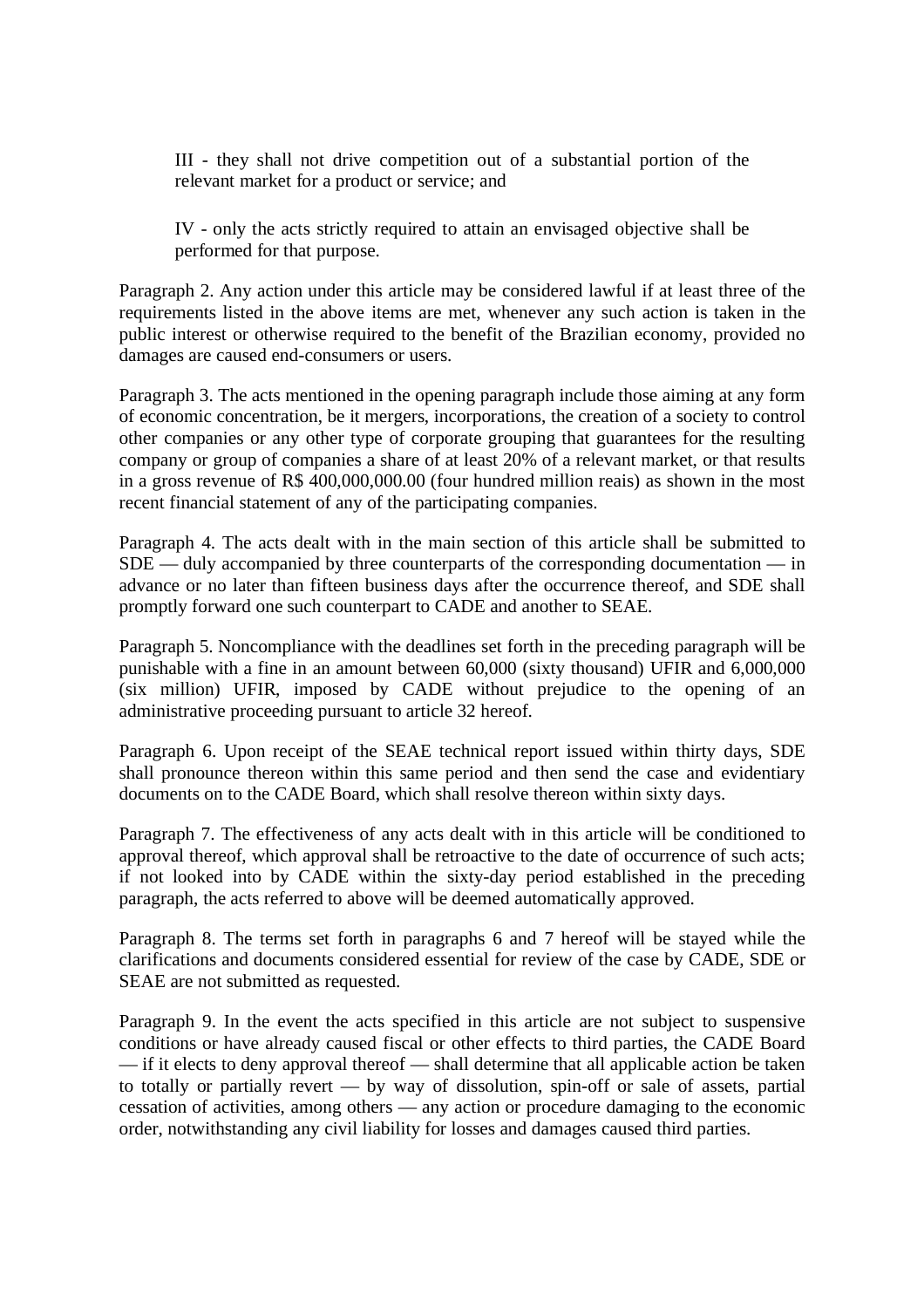III - they shall not drive competition out of a substantial portion of the relevant market for a product or service; and

IV - only the acts strictly required to attain an envisaged objective shall be performed for that purpose.

Paragraph 2. Any action under this article may be considered lawful if at least three of the requirements listed in the above items are met, whenever any such action is taken in the public interest or otherwise required to the benefit of the Brazilian economy, provided no damages are caused end-consumers or users.

Paragraph 3. The acts mentioned in the opening paragraph include those aiming at any form of economic concentration, be it mergers, incorporations, the creation of a society to control other companies or any other type of corporate grouping that guarantees for the resulting company or group of companies a share of at least 20% of a relevant market, or that results in a gross revenue of R$ 400,000,000.00 (four hundred million reais) as shown in the most recent financial statement of any of the participating companies.

Paragraph 4. The acts dealt with in the main section of this article shall be submitted to SDE — duly accompanied by three counterparts of the corresponding documentation — in advance or no later than fifteen business days after the occurrence thereof, and SDE shall promptly forward one such counterpart to CADE and another to SEAE.

Paragraph 5. Noncompliance with the deadlines set forth in the preceding paragraph will be punishable with a fine in an amount between 60,000 (sixty thousand) UFIR and 6,000,000 (six million) UFIR, imposed by CADE without prejudice to the opening of an administrative proceeding pursuant to article 32 hereof.

Paragraph 6. Upon receipt of the SEAE technical report issued within thirty days, SDE shall pronounce thereon within this same period and then send the case and evidentiary documents on to the CADE Board, which shall resolve thereon within sixty days.

Paragraph 7. The effectiveness of any acts dealt with in this article will be conditioned to approval thereof, which approval shall be retroactive to the date of occurrence of such acts; if not looked into by CADE within the sixty-day period established in the preceding paragraph, the acts referred to above will be deemed automatically approved.

Paragraph 8. The terms set forth in paragraphs 6 and 7 hereof will be stayed while the clarifications and documents considered essential for review of the case by CADE, SDE or SEAE are not submitted as requested.

Paragraph 9. In the event the acts specified in this article are not subject to suspensive conditions or have already caused fiscal or other effects to third parties, the CADE Board — if it elects to deny approval thereof — shall determine that all applicable action be taken to totally or partially revert — by way of dissolution, spin-off or sale of assets, partial cessation of activities, among others — any action or procedure damaging to the economic order, notwithstanding any civil liability for losses and damages caused third parties.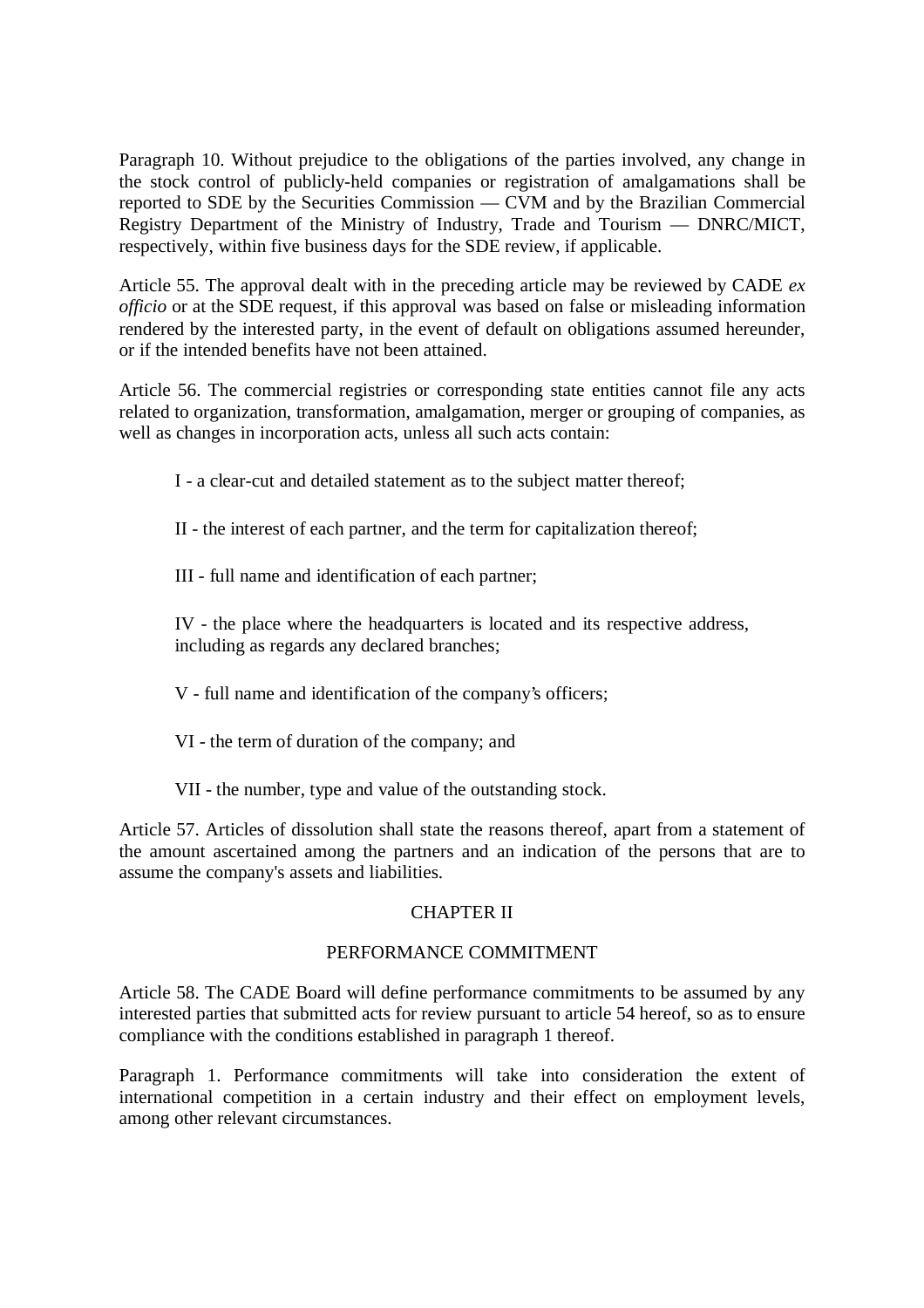Paragraph 10. Without prejudice to the obligations of the parties involved, any change in the stock control of publicly-held companies or registration of amalgamations shall be reported to SDE by the Securities Commission — CVM and by the Brazilian Commercial Registry Department of the Ministry of Industry, Trade and Tourism — DNRC/MICT, respectively, within five business days for the SDE review, if applicable.

Article 55. The approval dealt with in the preceding article may be reviewed by CADE *ex officio* or at the SDE request, if this approval was based on false or misleading information rendered by the interested party, in the event of default on obligations assumed hereunder, or if the intended benefits have not been attained.

Article 56. The commercial registries or corresponding state entities cannot file any acts related to organization, transformation, amalgamation, merger or grouping of companies, as well as changes in incorporation acts, unless all such acts contain:

I - a clear-cut and detailed statement as to the subject matter thereof;

II - the interest of each partner, and the term for capitalization thereof;

III - full name and identification of each partner;

IV - the place where the headquarters is located and its respective address, including as regards any declared branches;

V - full name and identification of the company's officers;

VI - the term of duration of the company; and

VII - the number, type and value of the outstanding stock.

Article 57. Articles of dissolution shall state the reasons thereof, apart from a statement of the amount ascertained among the partners and an indication of the persons that are to assume the company's assets and liabilities.

## CHAPTER II

## PERFORMANCE COMMITMENT

Article 58. The CADE Board will define performance commitments to be assumed by any interested parties that submitted acts for review pursuant to article 54 hereof, so as to ensure compliance with the conditions established in paragraph 1 thereof.

Paragraph 1. Performance commitments will take into consideration the extent of international competition in a certain industry and their effect on employment levels, among other relevant circumstances.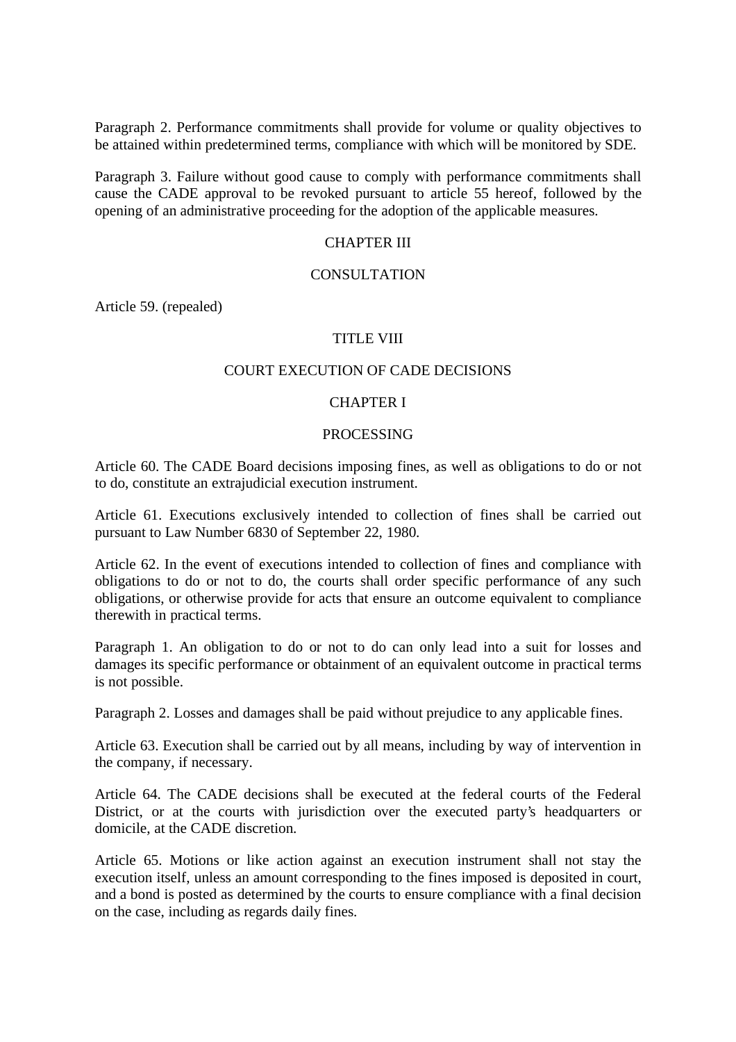Paragraph 2. Performance commitments shall provide for volume or quality objectives to be attained within predetermined terms, compliance with which will be monitored by SDE.

Paragraph 3. Failure without good cause to comply with performance commitments shall cause the CADE approval to be revoked pursuant to article 55 hereof, followed by the opening of an administrative proceeding for the adoption of the applicable measures.

### CHAPTER III

### CONSULTATION

Article 59. (repealed)

## TITLE VIII

## COURT EXECUTION OF CADE DECISIONS

### CHAPTER I

### PROCESSING

Article 60. The CADE Board decisions imposing fines, as well as obligations to do or not to do, constitute an extrajudicial execution instrument.

Article 61. Executions exclusively intended to collection of fines shall be carried out pursuant to Law Number 6830 of September 22, 1980.

Article 62. In the event of executions intended to collection of fines and compliance with obligations to do or not to do, the courts shall order specific performance of any such obligations, or otherwise provide for acts that ensure an outcome equivalent to compliance therewith in practical terms.

Paragraph 1. An obligation to do or not to do can only lead into a suit for losses and damages its specific performance or obtainment of an equivalent outcome in practical terms is not possible.

Paragraph 2. Losses and damages shall be paid without prejudice to any applicable fines.

Article 63. Execution shall be carried out by all means, including by way of intervention in the company, if necessary.

Article 64. The CADE decisions shall be executed at the federal courts of the Federal District, or at the courts with jurisdiction over the executed party's headquarters or domicile, at the CADE discretion.

Article 65. Motions or like action against an execution instrument shall not stay the execution itself, unless an amount corresponding to the fines imposed is deposited in court, and a bond is posted as determined by the courts to ensure compliance with a final decision on the case, including as regards daily fines.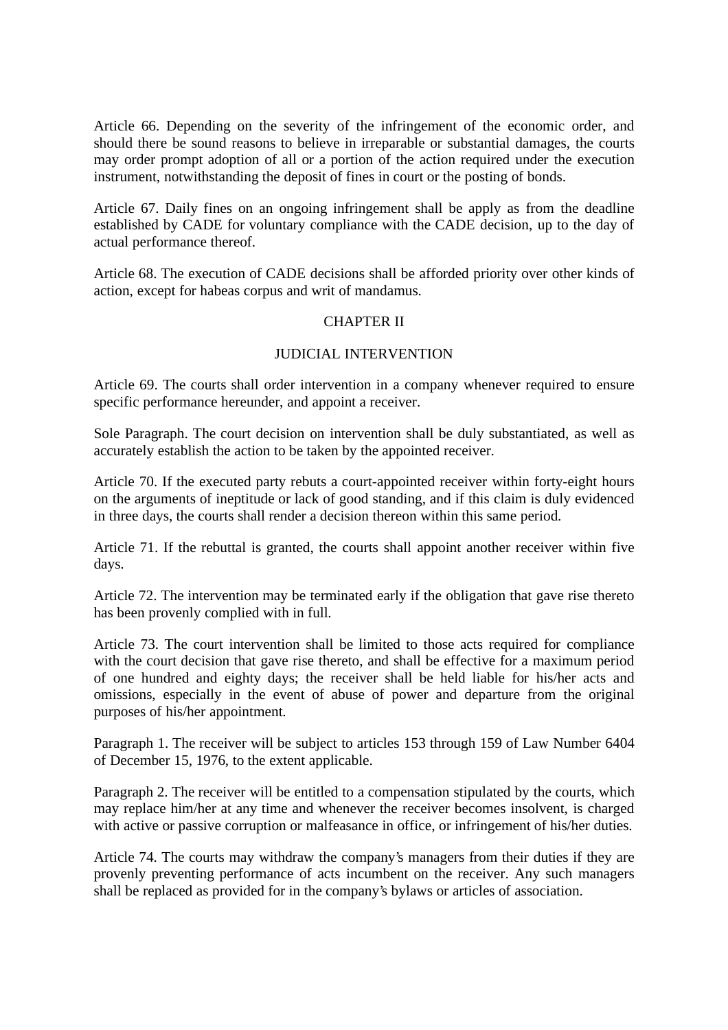Article 66. Depending on the severity of the infringement of the economic order, and should there be sound reasons to believe in irreparable or substantial damages, the courts may order prompt adoption of all or a portion of the action required under the execution instrument, notwithstanding the deposit of fines in court or the posting of bonds.

Article 67. Daily fines on an ongoing infringement shall be apply as from the deadline established by CADE for voluntary compliance with the CADE decision, up to the day of actual performance thereof.

Article 68. The execution of CADE decisions shall be afforded priority over other kinds of action, except for habeas corpus and writ of mandamus.

## CHAPTER II

## JUDICIAL INTERVENTION

Article 69. The courts shall order intervention in a company whenever required to ensure specific performance hereunder, and appoint a receiver.

Sole Paragraph. The court decision on intervention shall be duly substantiated, as well as accurately establish the action to be taken by the appointed receiver.

Article 70. If the executed party rebuts a court-appointed receiver within forty-eight hours on the arguments of ineptitude or lack of good standing, and if this claim is duly evidenced in three days, the courts shall render a decision thereon within this same period.

Article 71. If the rebuttal is granted, the courts shall appoint another receiver within five days.

Article 72. The intervention may be terminated early if the obligation that gave rise thereto has been provenly complied with in full.

Article 73. The court intervention shall be limited to those acts required for compliance with the court decision that gave rise thereto, and shall be effective for a maximum period of one hundred and eighty days; the receiver shall be held liable for his/her acts and omissions, especially in the event of abuse of power and departure from the original purposes of his/her appointment.

Paragraph 1. The receiver will be subject to articles 153 through 159 of Law Number 6404 of December 15, 1976, to the extent applicable.

Paragraph 2. The receiver will be entitled to a compensation stipulated by the courts, which may replace him/her at any time and whenever the receiver becomes insolvent, is charged with active or passive corruption or malfeasance in office, or infringement of his/her duties.

Article 74. The courts may withdraw the company's managers from their duties if they are provenly preventing performance of acts incumbent on the receiver. Any such managers shall be replaced as provided for in the company's bylaws or articles of association.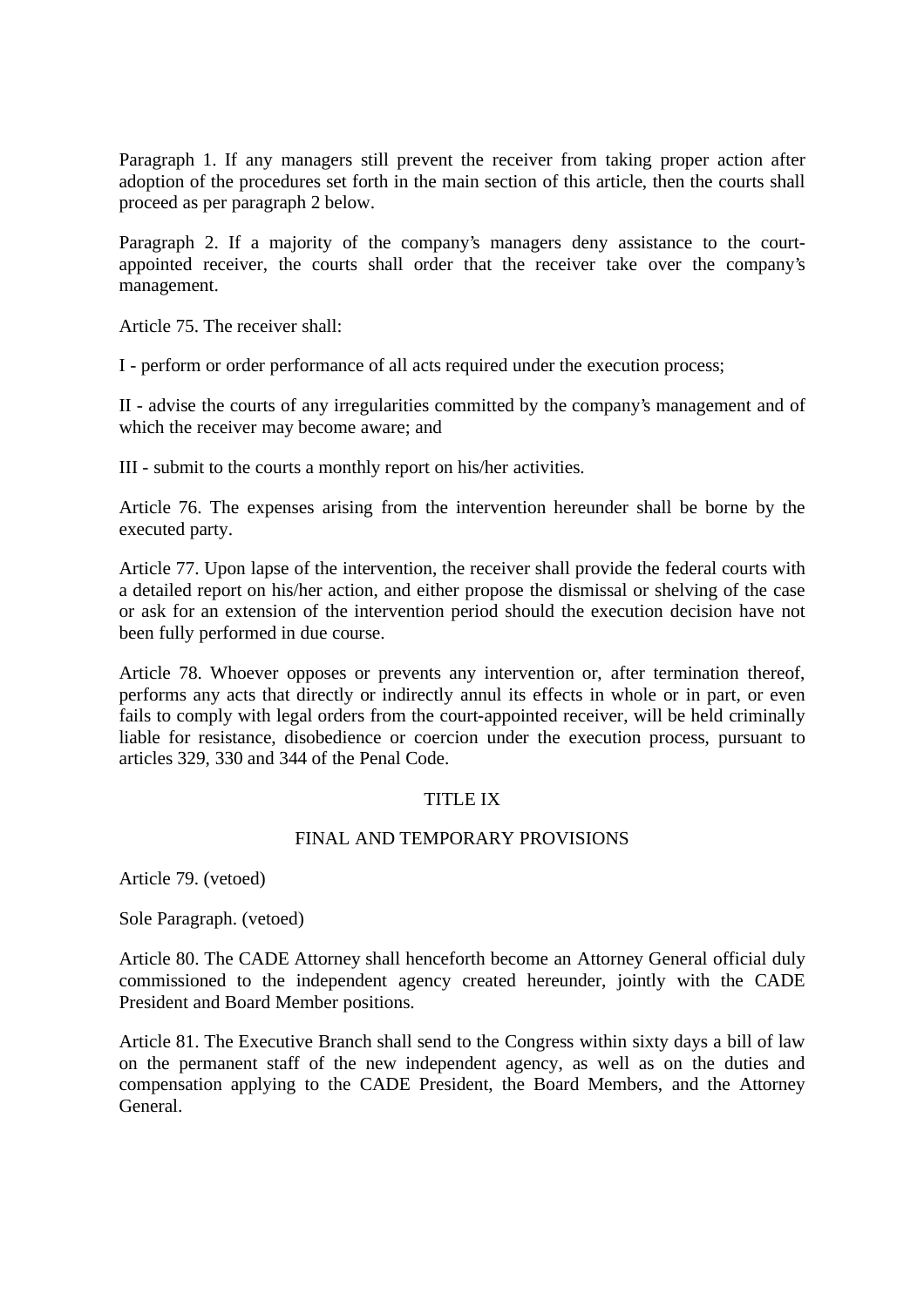Paragraph 1. If any managers still prevent the receiver from taking proper action after adoption of the procedures set forth in the main section of this article, then the courts shall proceed as per paragraph 2 below.

Paragraph 2. If a majority of the company's managers deny assistance to the court-appointed receiver, the courts shall order that the receiver take over the company's management.

Article 75. The receiver shall:

I - perform or order performance of all acts required under the execution process;

II - advise the courts of any irregularities committed by the company's management and of which the receiver may become aware; and

III - submit to the courts a monthly report on his/her activities.

Article 76. The expenses arising from the intervention hereunder shall be borne by the executed party.

Article 77. Upon lapse of the intervention, the receiver shall provide the federal courts with a detailed report on his/her action, and either propose the dismissal or shelving of the case or ask for an extension of the intervention period should the execution decision have not been fully performed in due course.

Article 78. Whoever opposes or prevents any intervention or, after termination thereof, performs any acts that directly or indirectly annul its effects in whole or in part, or even fails to comply with legal orders from the court-appointed receiver, will be held criminally liable for resistance, disobedience or coercion under the execution process, pursuant to articles 329, 330 and 344 of the Penal Code.

## TITLE IX

## FINAL AND TEMPORARY PROVISIONS

Article 79. (vetoed)

Sole Paragraph. (vetoed)

Article 80. The CADE Attorney shall henceforth become an Attorney General official duly commissioned to the independent agency created hereunder, jointly with the CADE President and Board Member positions.

Article 81. The Executive Branch shall send to the Congress within sixty days a bill of law on the permanent staff of the new independent agency, as well as on the duties and compensation applying to the CADE President, the Board Members, and the Attorney General.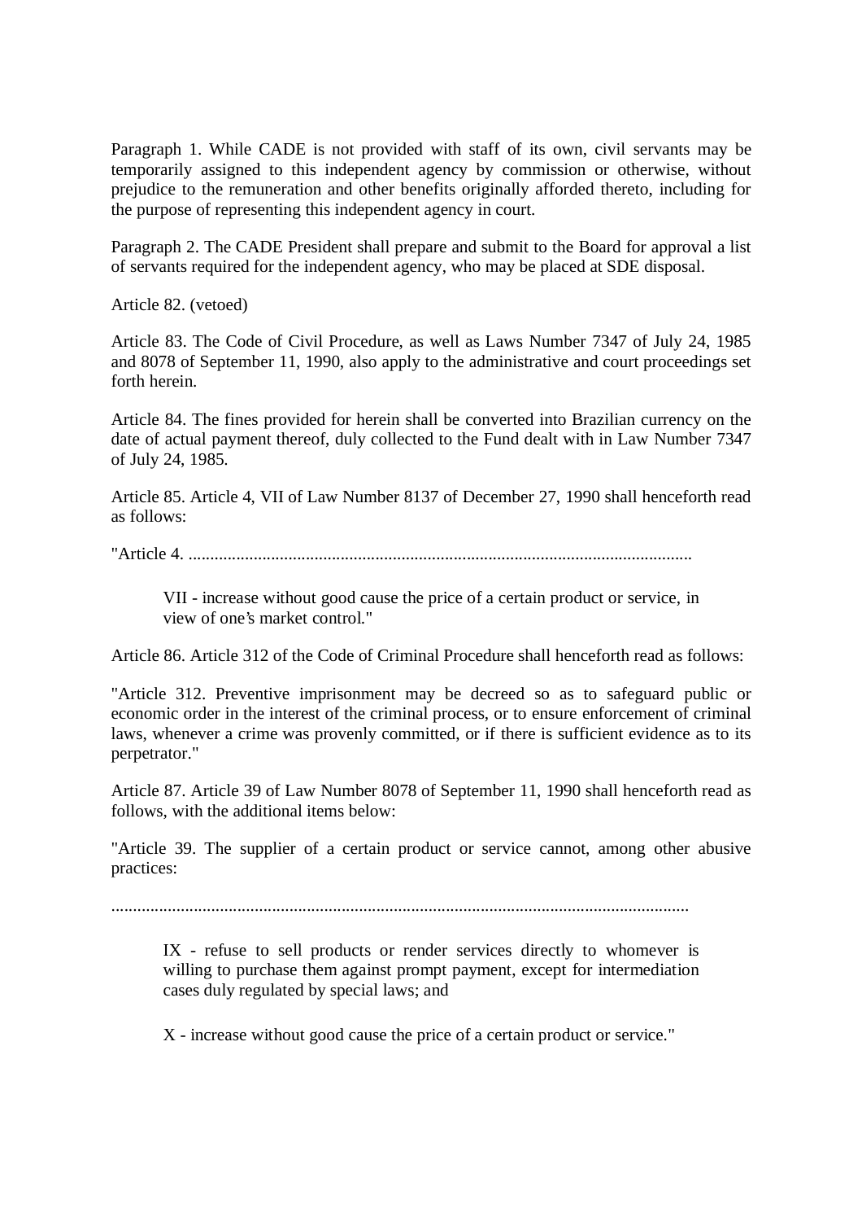Paragraph 1. While CADE is not provided with staff of its own, civil servants may be temporarily assigned to this independent agency by commission or otherwise, without prejudice to the remuneration and other benefits originally afforded thereto, including for the purpose of representing this independent agency in court.

Paragraph 2. The CADE President shall prepare and submit to the Board for approval a list of servants required for the independent agency, who may be placed at SDE disposal.

Article 82. (vetoed)

Article 83. The Code of Civil Procedure, as well as Laws Number 7347 of July 24, 1985 and 8078 of September 11, 1990, also apply to the administrative and court proceedings set forth herein.

Article 84. The fines provided for herein shall be converted into Brazilian currency on the date of actual payment thereof, duly collected to the Fund dealt with in Law Number 7347 of July 24, 1985.

Article 85. Article 4, VII of Law Number 8137 of December 27, 1990 shall henceforth read as follows:

"Article 4. ....................................................................................................................

> VII - increase without good cause the price of a certain product or service, in view of one's market control."

Article 86. Article 312 of the Code of Criminal Procedure shall henceforth read as follows:

"Article 312. Preventive imprisonment may be decreed so as to safeguard public or economic order in the interest of the criminal process, or to ensure enforcement of criminal laws, whenever a crime was provenly committed, or if there is sufficient evidence as to its perpetrator."

Article 87. Article 39 of Law Number 8078 of September 11, 1990 shall henceforth read as follows, with the additional items below:

"Article 39. The supplier of a certain product or service cannot, among other abusive practices:

....................................................................................................................................

> IX - refuse to sell products or render services directly to whomever is willing to purchase them against prompt payment, except for intermediation cases duly regulated by special laws; and
>
> X - increase without good cause the price of a certain product or service."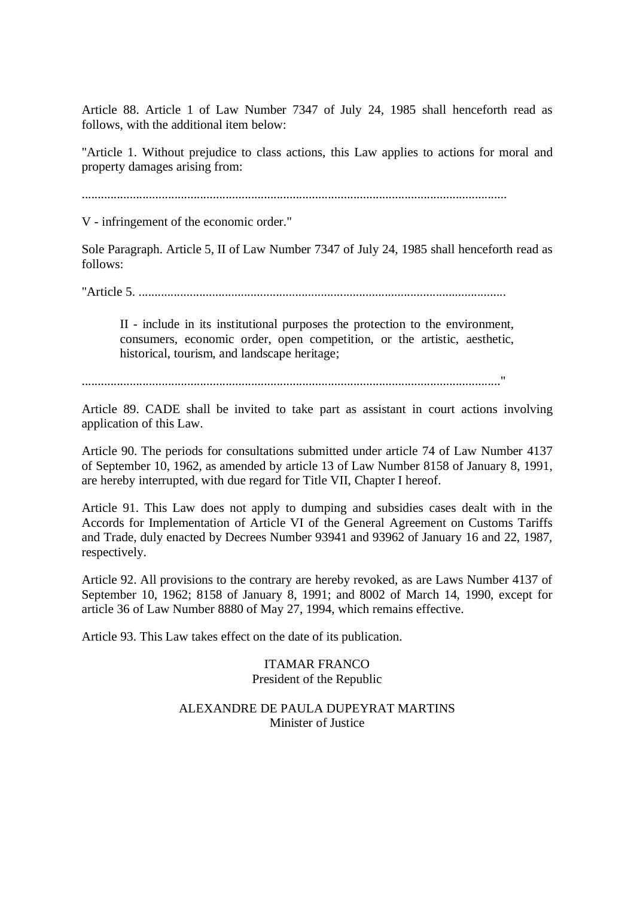Article 88. Article 1 of Law Number 7347 of July 24, 1985 shall henceforth read as follows, with the additional item below:

"Article 1. Without prejudice to class actions, this Law applies to actions for moral and property damages arising from:

.....................................................................................................................................

V - infringement of the economic order."

Sole Paragraph. Article 5, II of Law Number 7347 of July 24, 1985 shall henceforth read as follows:

"Article 5. ..................................................................................................................

> II - include in its institutional purposes the protection to the environment, consumers, economic order, open competition, or the artistic, aesthetic, historical, tourism, and landscape heritage;

...................................................................................................................................."

Article 89. CADE shall be invited to take part as assistant in court actions involving application of this Law.

Article 90. The periods for consultations submitted under article 74 of Law Number 4137 of September 10, 1962, as amended by article 13 of Law Number 8158 of January 8, 1991, are hereby interrupted, with due regard for Title VII, Chapter I hereof.

Article 91. This Law does not apply to dumping and subsidies cases dealt with in the Accords for Implementation of Article VI of the General Agreement on Customs Tariffs and Trade, duly enacted by Decrees Number 93941 and 93962 of January 16 and 22, 1987, respectively.

Article 92. All provisions to the contrary are hereby revoked, as are Laws Number 4137 of September 10, 1962; 8158 of January 8, 1991; and 8002 of March 14, 1990, except for article 36 of Law Number 8880 of May 27, 1994, which remains effective.

Article 93. This Law takes effect on the date of its publication.

ITAMAR FRANCO
President of the Republic

ALEXANDRE DE PAULA DUPEYRAT MARTINS
Minister of Justice